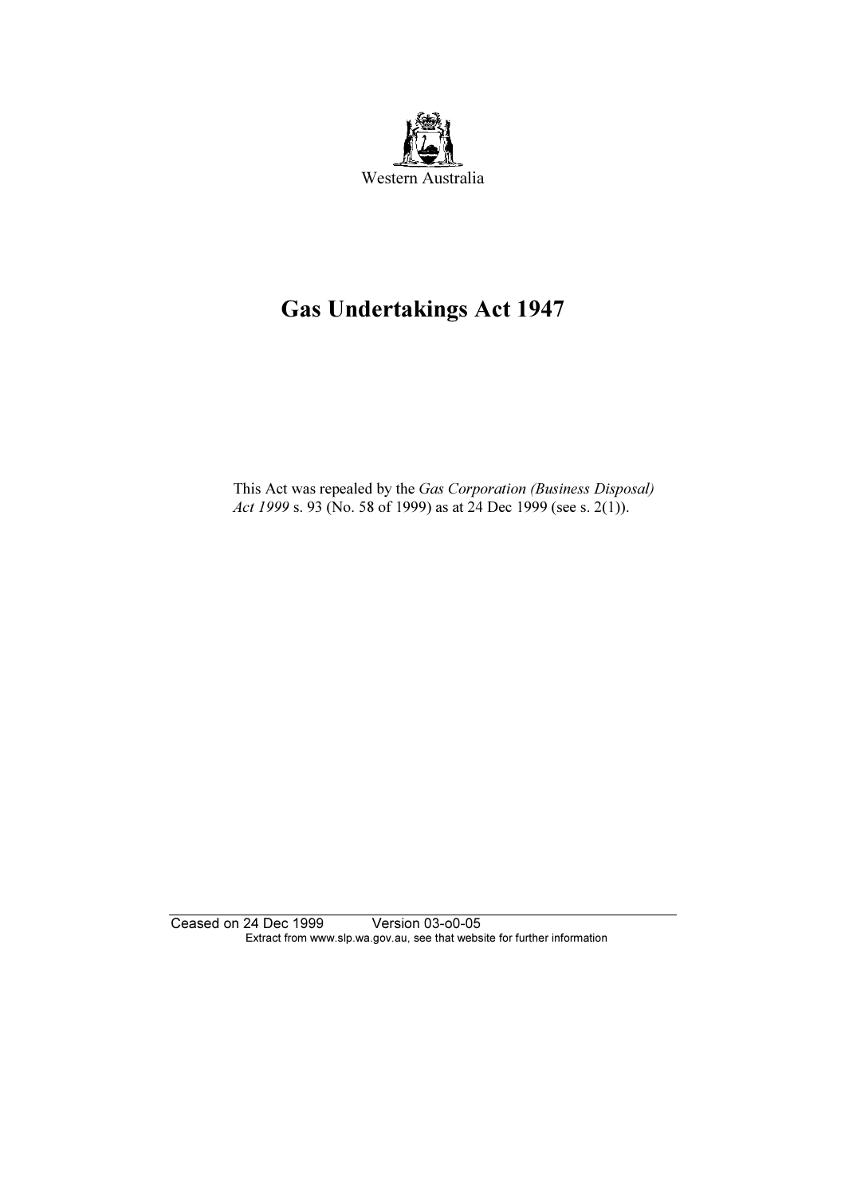Western Australia

# Gas Undertakings Act 1947

This Act was repealed by the *Gas Corporation (Business Disposal) Act 1999* s. 93 (No. 58 of 1999) as at 24 Dec 1999 (see s. 2(1)).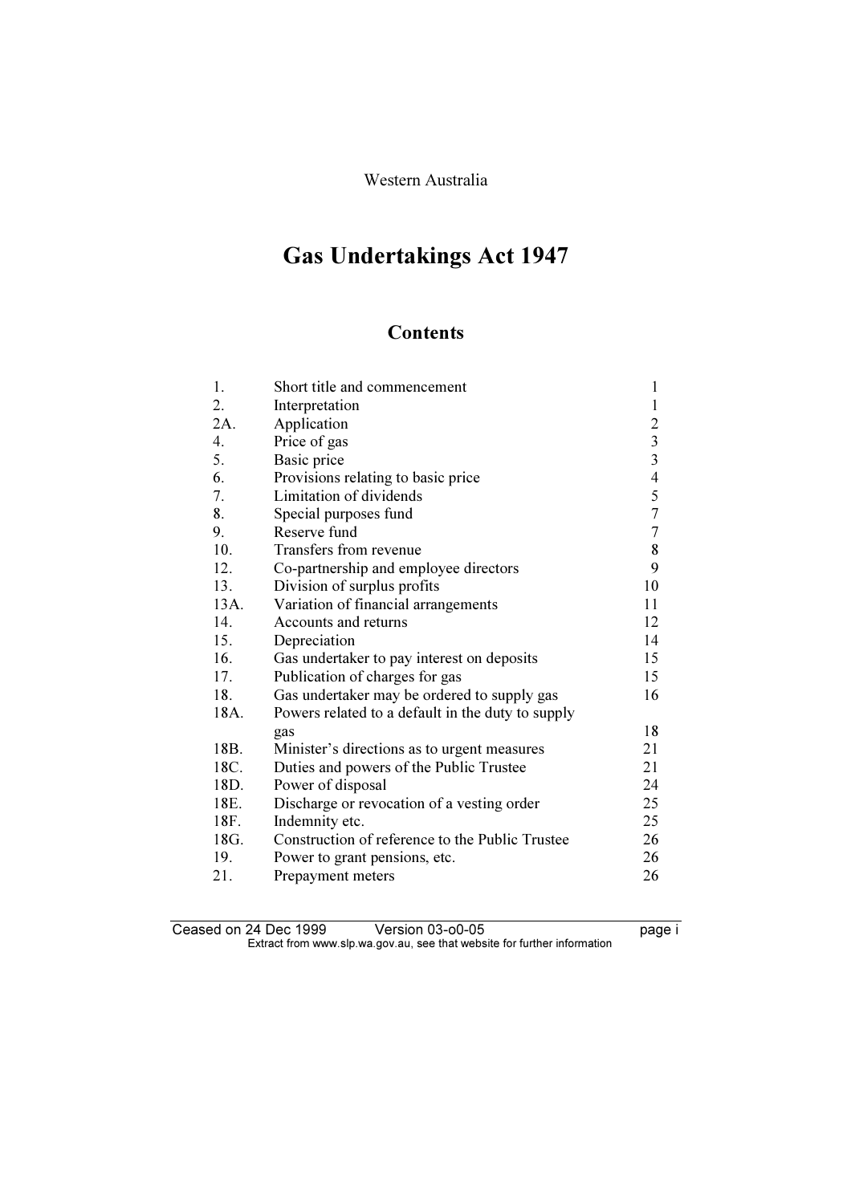Western Australia

# Gas Undertakings Act 1947

## Contents

| | | |
|---|---|---|
| 1. | Short title and commencement | 1 |
| 2. | Interpretation | 1 |
| 2A. | Application | 2 |
| 4. | Price of gas | 3 |
| 5. | Basic price | 3 |
| 6. | Provisions relating to basic price | 4 |
| 7. | Limitation of dividends | 5 |
| 8. | Special purposes fund | 7 |
| 9. | Reserve fund | 7 |
| 10. | Transfers from revenue | 8 |
| 12. | Co-partnership and employee directors | 9 |
| 13. | Division of surplus profits | 10 |
| 13A. | Variation of financial arrangements | 11 |
| 14. | Accounts and returns | 12 |
| 15. | Depreciation | 14 |
| 16. | Gas undertaker to pay interest on deposits | 15 |
| 17. | Publication of charges for gas | 15 |
| 18. | Gas undertaker may be ordered to supply gas | 16 |
| 18A. | Powers related to a default in the duty to supply gas | 18 |
| 18B. | Minister's directions as to urgent measures | 21 |
| 18C. | Duties and powers of the Public Trustee | 21 |
| 18D. | Power of disposal | 24 |
| 18E. | Discharge or revocation of a vesting order | 25 |
| 18F. | Indemnity etc. | 25 |
| 18G. | Construction of reference to the Public Trustee | 26 |
| 19. | Power to grant pensions, etc. | 26 |
| 21. | Prepayment meters | 26 |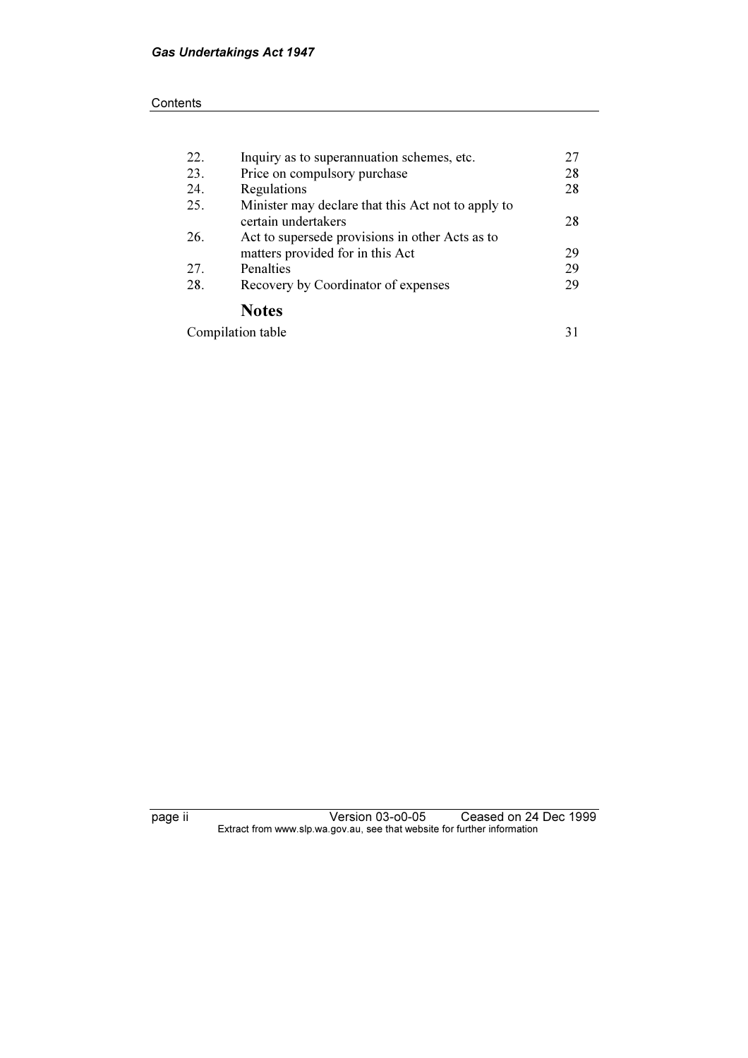| | | |
|---|---|---|
| 22. | Inquiry as to superannuation schemes, etc. | 27 |
| 23. | Price on compulsory purchase | 28 |
| 24. | Regulations | 28 |
| 25. | Minister may declare that this Act not to apply to certain undertakers | 28 |
| 26. | Act to supersede provisions in other Acts as to matters provided for in this Act | 29 |
| 27. | Penalties | 29 |
| 28. | Recovery by Coordinator of expenses | 29 |

## Notes

| | |
|---|---|
| Compilation table | 31 |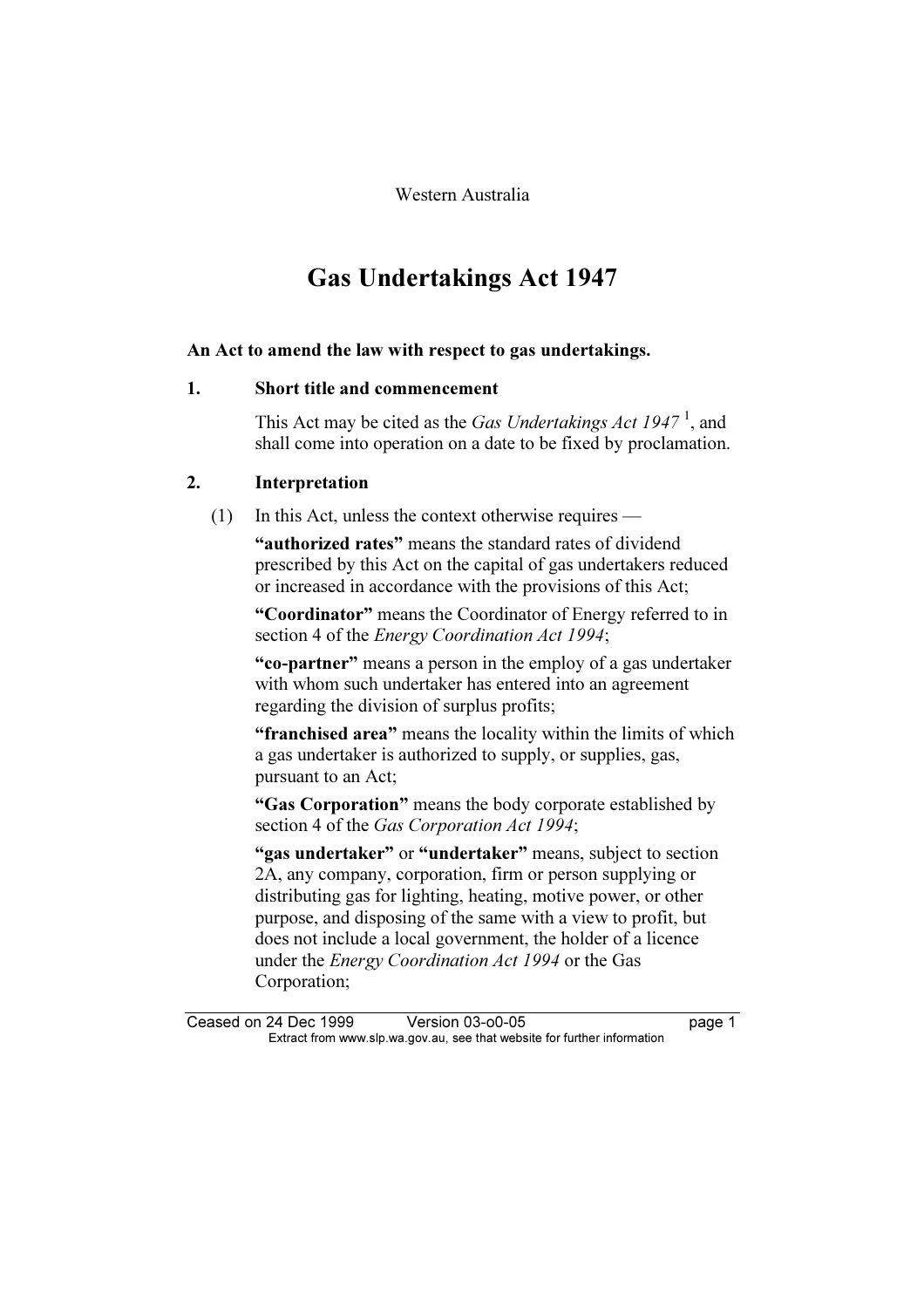Western Australia

# Gas Undertakings Act 1947

**An Act to amend the law with respect to gas undertakings.**

## 1. Short title and commencement

This Act may be cited as the *Gas Undertakings Act 1947* [1], and shall come into operation on a date to be fixed by proclamation.

## 2. Interpretation

(1) In this Act, unless the context otherwise requires —

**"authorized rates"** means the standard rates of dividend prescribed by this Act on the capital of gas undertakers reduced or increased in accordance with the provisions of this Act;

**"Coordinator"** means the Coordinator of Energy referred to in section 4 of the *Energy Coordination Act 1994*;

**"co-partner"** means a person in the employ of a gas undertaker with whom such undertaker has entered into an agreement regarding the division of surplus profits;

**"franchised area"** means the locality within the limits of which a gas undertaker is authorized to supply, or supplies, gas, pursuant to an Act;

**"Gas Corporation"** means the body corporate established by section 4 of the *Gas Corporation Act 1994*;

**"gas undertaker"** or **"undertaker"** means, subject to section 2A, any company, corporation, firm or person supplying or distributing gas for lighting, heating, motive power, or other purpose, and disposing of the same with a view to profit, but does not include a local government, the holder of a licence under the *Energy Coordination Act 1994* or the Gas Corporation;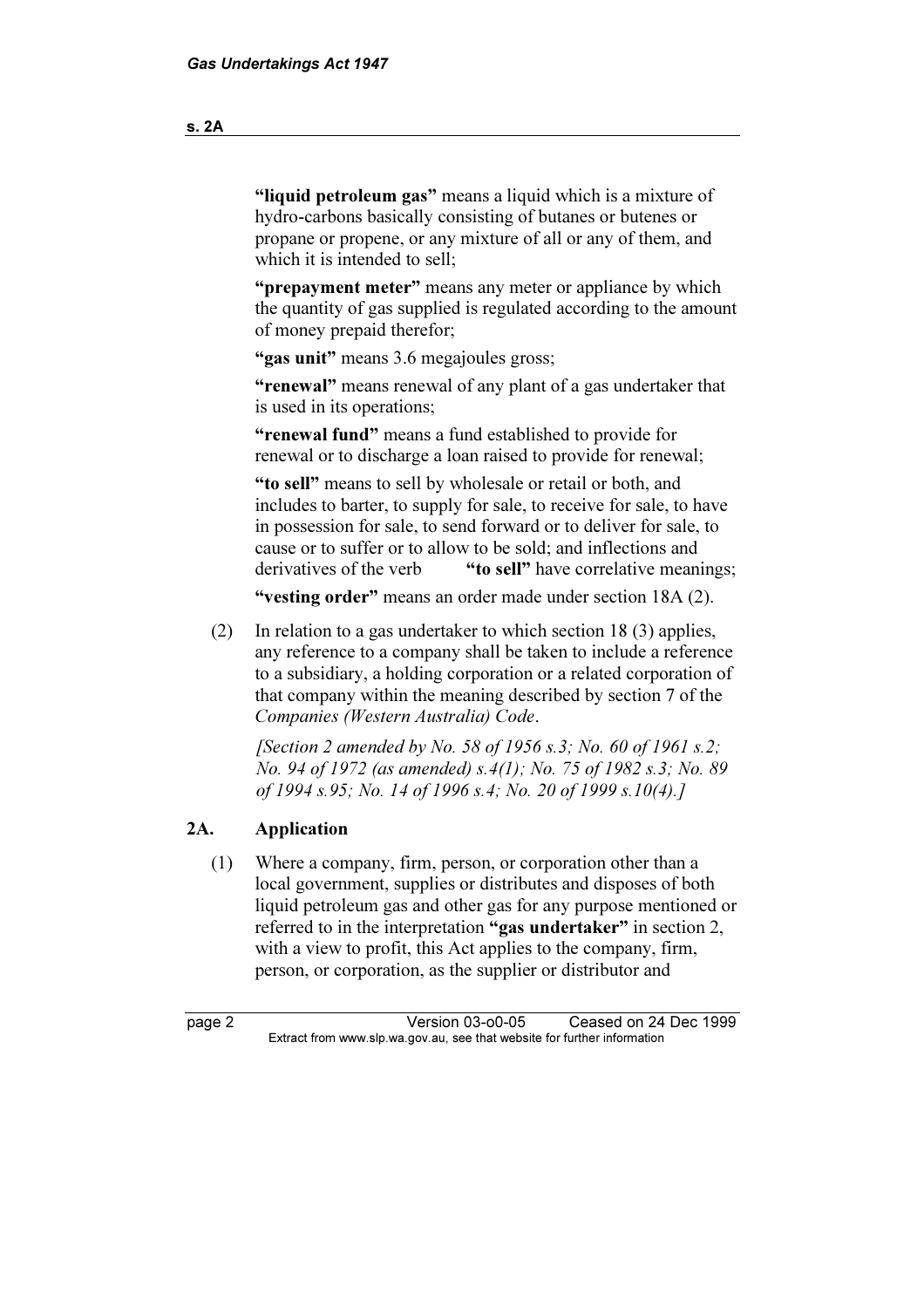**"liquid petroleum gas"** means a liquid which is a mixture of hydro-carbons basically consisting of butanes or butenes or propane or propene, or any mixture of all or any of them, and which it is intended to sell;

**"prepayment meter"** means any meter or appliance by which the quantity of gas supplied is regulated according to the amount of money prepaid therefor;

**"gas unit"** means 3.6 megajoules gross;

**"renewal"** means renewal of any plant of a gas undertaker that is used in its operations;

**"renewal fund"** means a fund established to provide for renewal or to discharge a loan raised to provide for renewal;

**"to sell"** means to sell by wholesale or retail or both, and includes to barter, to supply for sale, to receive for sale, to have in possession for sale, to send forward or to deliver for sale, to cause or to suffer or to allow to be sold; and inflections and derivatives of the verb **"to sell"** have correlative meanings;

**"vesting order"** means an order made under section 18A (2).

(2) In relation to a gas undertaker to which section 18 (3) applies, any reference to a company shall be taken to include a reference to a subsidiary, a holding corporation or a related corporation of that company within the meaning described by section 7 of the *Companies (Western Australia) Code*.

*[Section 2 amended by No. 58 of 1956 s.3; No. 60 of 1961 s.2; No. 94 of 1972 (as amended) s.4(1); No. 75 of 1982 s.3; No. 89 of 1994 s.95; No. 14 of 1996 s.4; No. 20 of 1999 s.10(4).]*

## 2A. Application

(1) Where a company, firm, person, or corporation other than a local government, supplies or distributes and disposes of both liquid petroleum gas and other gas for any purpose mentioned or referred to in the interpretation **"gas undertaker"** in section 2, with a view to profit, this Act applies to the company, firm, person, or corporation, as the supplier or distributor and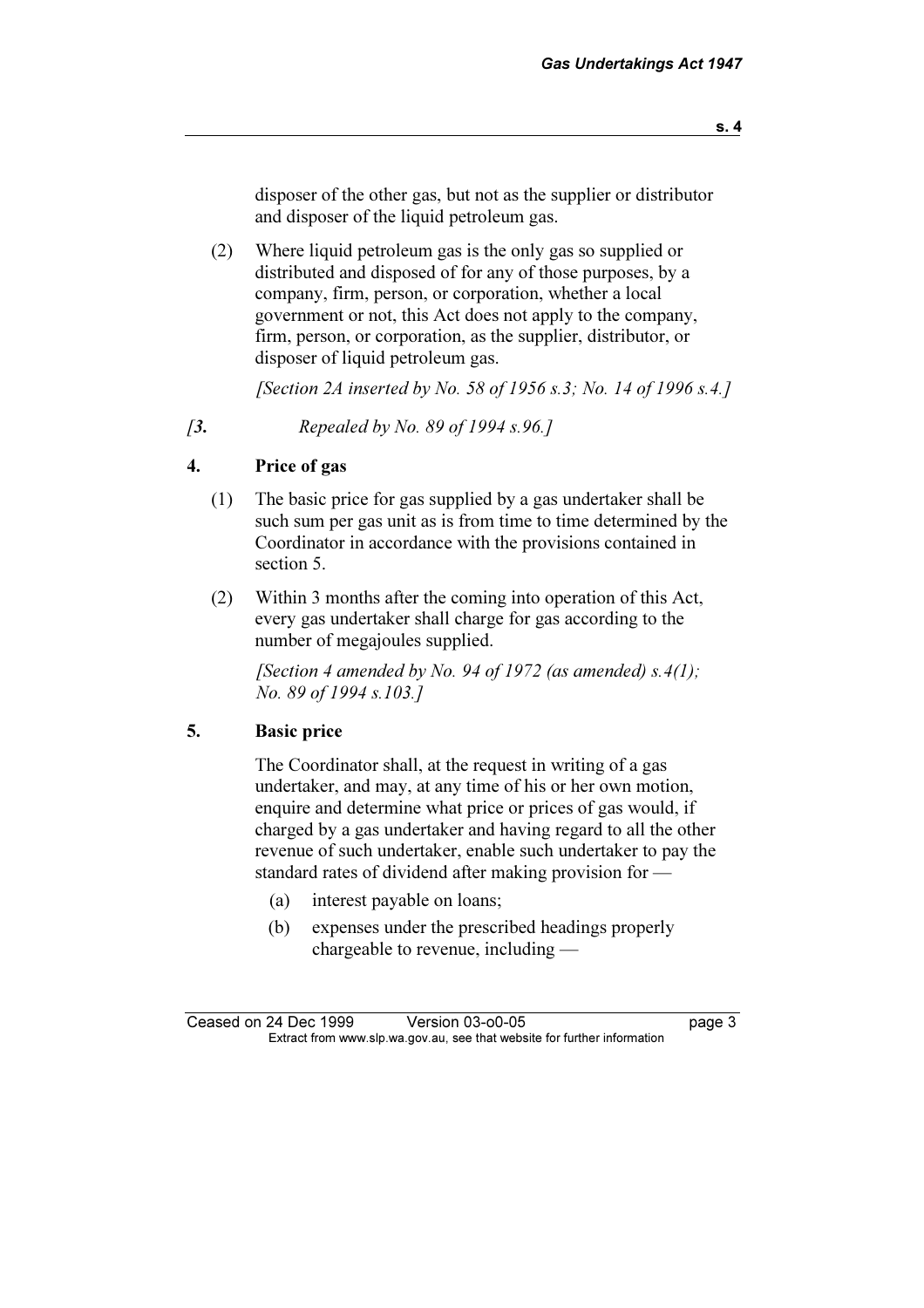disposer of the other gas, but not as the supplier or distributor and disposer of the liquid petroleum gas.

(2) Where liquid petroleum gas is the only gas so supplied or distributed and disposed of for any of those purposes, by a company, firm, person, or corporation, whether a local government or not, this Act does not apply to the company, firm, person, or corporation, as the supplier, distributor, or disposer of liquid petroleum gas.

*[Section 2A inserted by No. 58 of 1956 s.3; No. 14 of 1996 s.4.]*

*[**3.** Repealed by No. 89 of 1994 s.96.]*

**4. Price of gas**

(1) The basic price for gas supplied by a gas undertaker shall be such sum per gas unit as is from time to time determined by the Coordinator in accordance with the provisions contained in section 5.

(2) Within 3 months after the coming into operation of this Act, every gas undertaker shall charge for gas according to the number of megajoules supplied.

*[Section 4 amended by No. 94 of 1972 (as amended) s.4(1); No. 89 of 1994 s.103.]*

**5. Basic price**

The Coordinator shall, at the request in writing of a gas undertaker, and may, at any time of his or her own motion, enquire and determine what price or prices of gas would, if charged by a gas undertaker and having regard to all the other revenue of such undertaker, enable such undertaker to pay the standard rates of dividend after making provision for —

(a) interest payable on loans;

(b) expenses under the prescribed headings properly chargeable to revenue, including —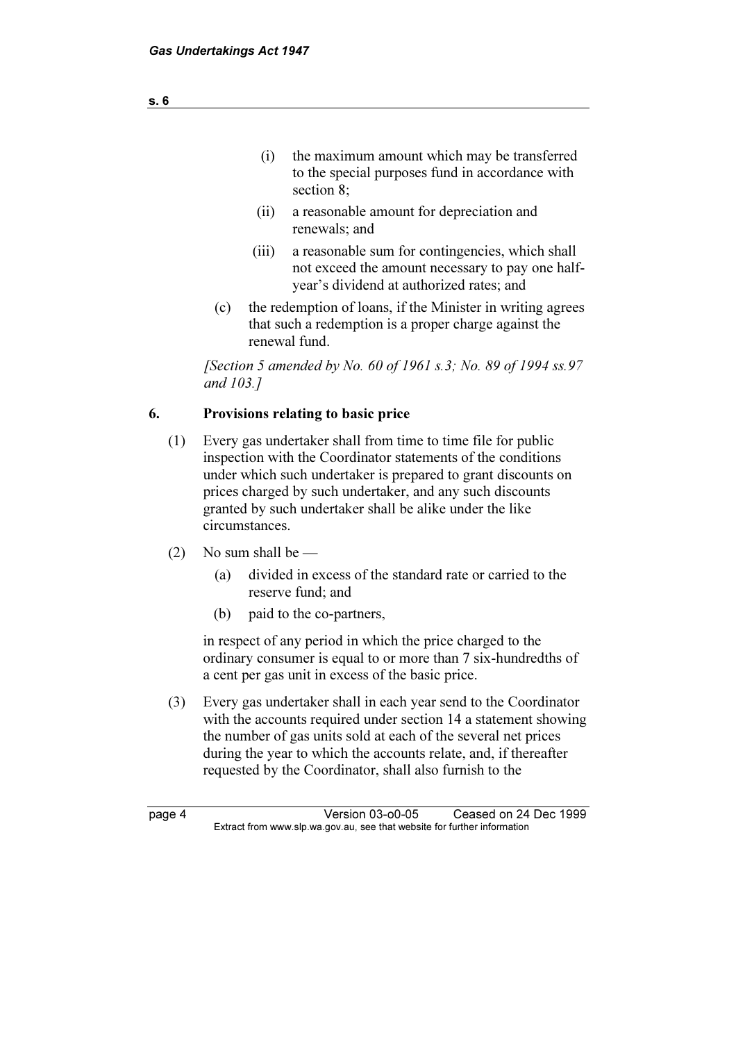(i) the maximum amount which may be transferred to the special purposes fund in accordance with section 8;

(ii) a reasonable amount for depreciation and renewals; and

(iii) a reasonable sum for contingencies, which shall not exceed the amount necessary to pay one half-year's dividend at authorized rates; and

(c) the redemption of loans, if the Minister in writing agrees that such a redemption is a proper charge against the renewal fund.

*[Section 5 amended by No. 60 of 1961 s.3; No. 89 of 1994 ss.97 and 103.]*

## 6. Provisions relating to basic price

(1) Every gas undertaker shall from time to time file for public inspection with the Coordinator statements of the conditions under which such undertaker is prepared to grant discounts on prices charged by such undertaker, and any such discounts granted by such undertaker shall be alike under the like circumstances.

(2) No sum shall be —

(a) divided in excess of the standard rate or carried to the reserve fund; and

(b) paid to the co-partners,

in respect of any period in which the price charged to the ordinary consumer is equal to or more than 7 six-hundredths of a cent per gas unit in excess of the basic price.

(3) Every gas undertaker shall in each year send to the Coordinator with the accounts required under section 14 a statement showing the number of gas units sold at each of the several net prices during the year to which the accounts relate, and, if thereafter requested by the Coordinator, shall also furnish to the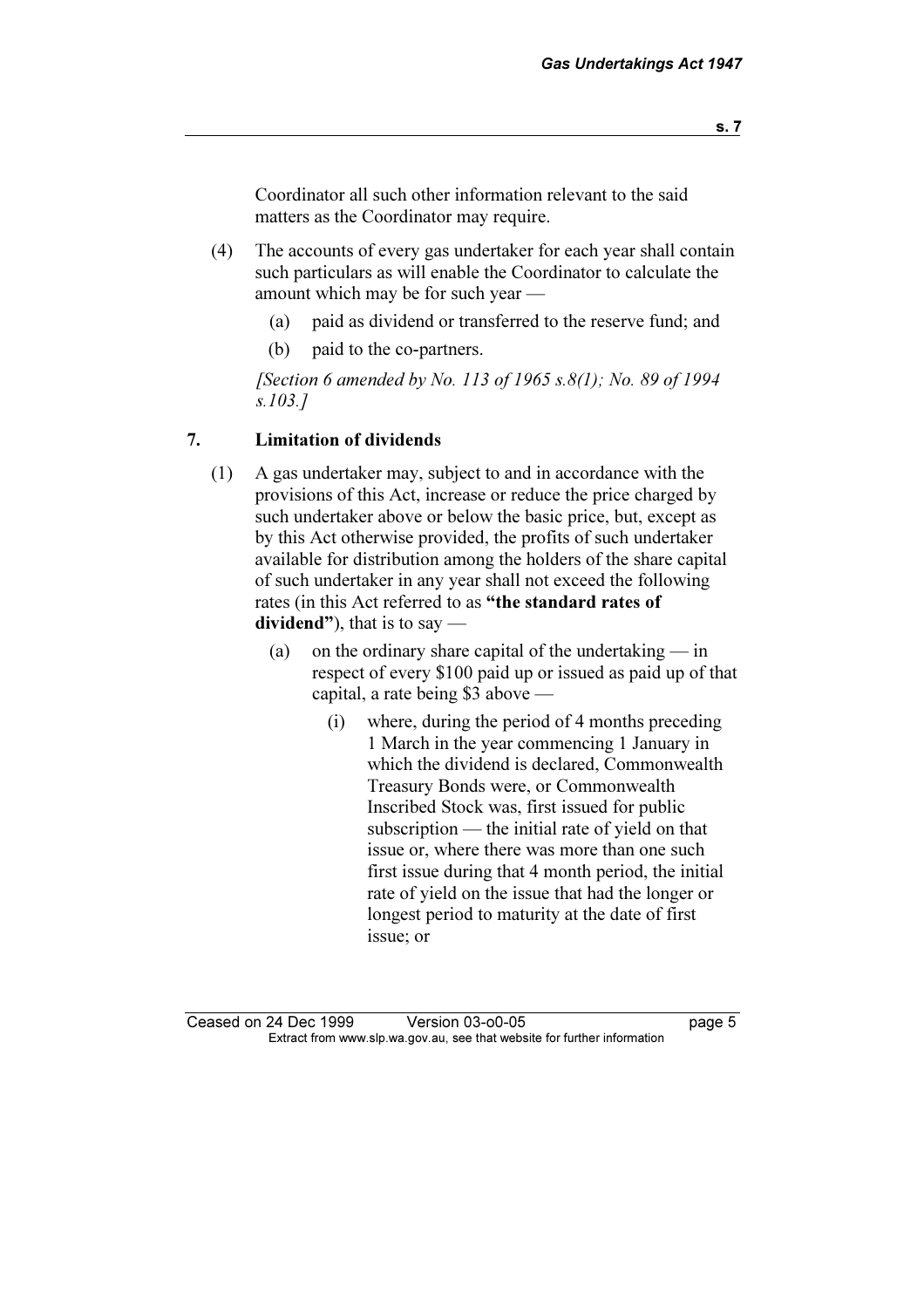Coordinator all such other information relevant to the said matters as the Coordinator may require.

(4) The accounts of every gas undertaker for each year shall contain such particulars as will enable the Coordinator to calculate the amount which may be for such year —

(a) paid as dividend or transferred to the reserve fund; and

(b) paid to the co-partners.

*[Section 6 amended by No. 113 of 1965 s.8(1); No. 89 of 1994 s.103.]*

## 7. Limitation of dividends

(1) A gas undertaker may, subject to and in accordance with the provisions of this Act, increase or reduce the price charged by such undertaker above or below the basic price, but, except as by this Act otherwise provided, the profits of such undertaker available for distribution among the holders of the share capital of such undertaker in any year shall not exceed the following rates (in this Act referred to as **"the standard rates of dividend"**), that is to say —

(a) on the ordinary share capital of the undertaking — in respect of every $100 paid up or issued as paid up of that capital, a rate being $3 above —

(i) where, during the period of 4 months preceding 1 March in the year commencing 1 January in which the dividend is declared, Commonwealth Treasury Bonds were, or Commonwealth Inscribed Stock was, first issued for public subscription — the initial rate of yield on that issue or, where there was more than one such first issue during that 4 month period, the initial rate of yield on the issue that had the longer or longest period to maturity at the date of first issue; or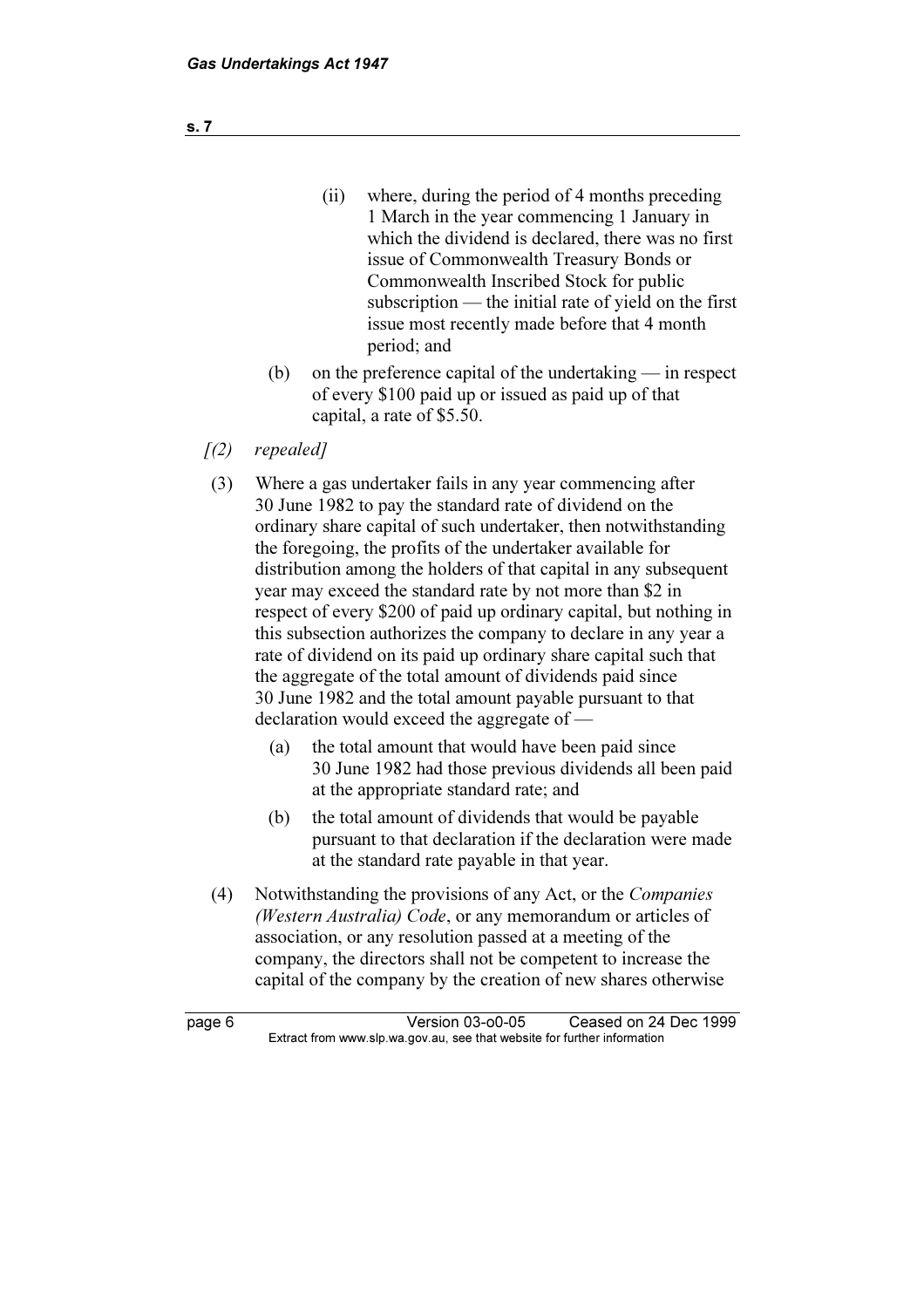(ii) where, during the period of 4 months preceding 1 March in the year commencing 1 January in which the dividend is declared, there was no first issue of Commonwealth Treasury Bonds or Commonwealth Inscribed Stock for public subscription — the initial rate of yield on the first issue most recently made before that 4 month period; and

(b) on the preference capital of the undertaking — in respect of every $100 paid up or issued as paid up of that capital, a rate of $5.50.

*[(2) repealed]*

(3) Where a gas undertaker fails in any year commencing after 30 June 1982 to pay the standard rate of dividend on the ordinary share capital of such undertaker, then notwithstanding the foregoing, the profits of the undertaker available for distribution among the holders of that capital in any subsequent year may exceed the standard rate by not more than $2 in respect of every $200 of paid up ordinary capital, but nothing in this subsection authorizes the company to declare in any year a rate of dividend on its paid up ordinary share capital such that the aggregate of the total amount of dividends paid since 30 June 1982 and the total amount payable pursuant to that declaration would exceed the aggregate of —

(a) the total amount that would have been paid since 30 June 1982 had those previous dividends all been paid at the appropriate standard rate; and

(b) the total amount of dividends that would be payable pursuant to that declaration if the declaration were made at the standard rate payable in that year.

(4) Notwithstanding the provisions of any Act, or the *Companies (Western Australia) Code*, or any memorandum or articles of association, or any resolution passed at a meeting of the company, the directors shall not be competent to increase the capital of the company by the creation of new shares otherwise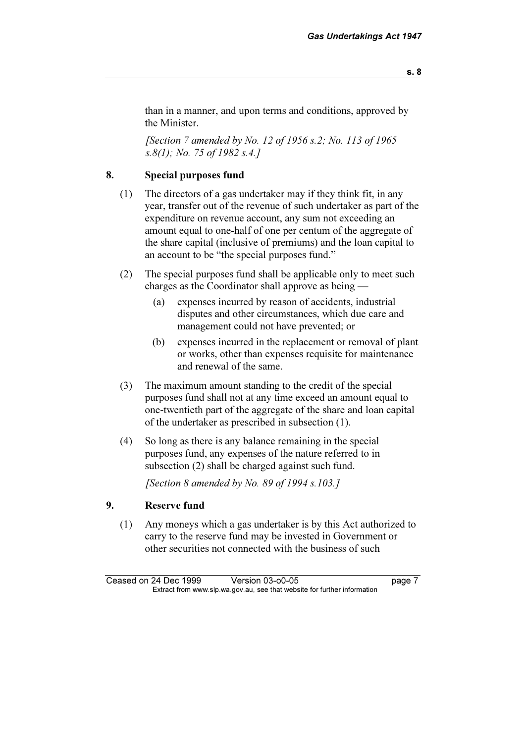than in a manner, and upon terms and conditions, approved by the Minister.

*[Section 7 amended by No. 12 of 1956 s.2; No. 113 of 1965 s.8(1); No. 75 of 1982 s.4.]*

## 8. Special purposes fund

(1) The directors of a gas undertaker may if they think fit, in any year, transfer out of the revenue of such undertaker as part of the expenditure on revenue account, any sum not exceeding an amount equal to one-half of one per centum of the aggregate of the share capital (inclusive of premiums) and the loan capital to an account to be "the special purposes fund."

(2) The special purposes fund shall be applicable only to meet such charges as the Coordinator shall approve as being —

- (a) expenses incurred by reason of accidents, industrial disputes and other circumstances, which due care and management could not have prevented; or
- (b) expenses incurred in the replacement or removal of plant or works, other than expenses requisite for maintenance and renewal of the same.

(3) The maximum amount standing to the credit of the special purposes fund shall not at any time exceed an amount equal to one-twentieth part of the aggregate of the share and loan capital of the undertaker as prescribed in subsection (1).

(4) So long as there is any balance remaining in the special purposes fund, any expenses of the nature referred to in subsection (2) shall be charged against such fund.

*[Section 8 amended by No. 89 of 1994 s.103.]*

## 9. Reserve fund

(1) Any moneys which a gas undertaker is by this Act authorized to carry to the reserve fund may be invested in Government or other securities not connected with the business of such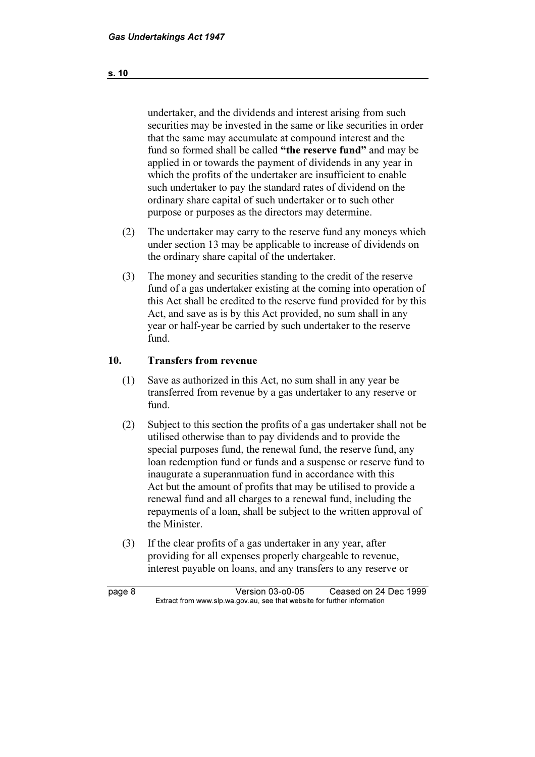undertaker, and the dividends and interest arising from such securities may be invested in the same or like securities in order that the same may accumulate at compound interest and the fund so formed shall be called **"the reserve fund"** and may be applied in or towards the payment of dividends in any year in which the profits of the undertaker are insufficient to enable such undertaker to pay the standard rates of dividend on the ordinary share capital of such undertaker or to such other purpose or purposes as the directors may determine.

(2) The undertaker may carry to the reserve fund any moneys which under section 13 may be applicable to increase of dividends on the ordinary share capital of the undertaker.

(3) The money and securities standing to the credit of the reserve fund of a gas undertaker existing at the coming into operation of this Act shall be credited to the reserve fund provided for by this Act, and save as is by this Act provided, no sum shall in any year or half-year be carried by such undertaker to the reserve fund.

## 10. Transfers from revenue

(1) Save as authorized in this Act, no sum shall in any year be transferred from revenue by a gas undertaker to any reserve or fund.

(2) Subject to this section the profits of a gas undertaker shall not be utilised otherwise than to pay dividends and to provide the special purposes fund, the renewal fund, the reserve fund, any loan redemption fund or funds and a suspense or reserve fund to inaugurate a superannuation fund in accordance with this Act but the amount of profits that may be utilised to provide a renewal fund and all charges to a renewal fund, including the repayments of a loan, shall be subject to the written approval of the Minister.

(3) If the clear profits of a gas undertaker in any year, after providing for all expenses properly chargeable to revenue, interest payable on loans, and any transfers to any reserve or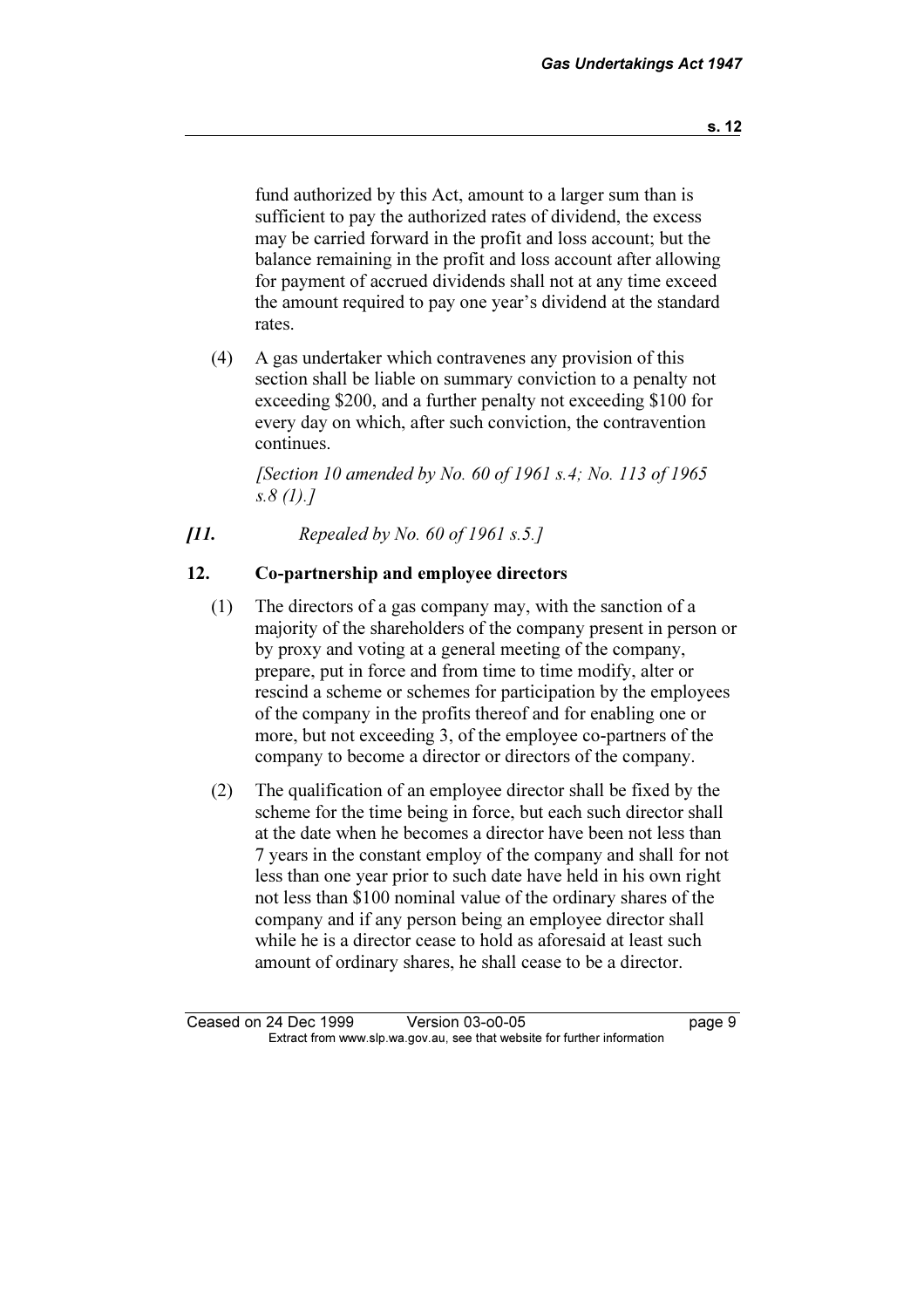fund authorized by this Act, amount to a larger sum than is sufficient to pay the authorized rates of dividend, the excess may be carried forward in the profit and loss account; but the balance remaining in the profit and loss account after allowing for payment of accrued dividends shall not at any time exceed the amount required to pay one year's dividend at the standard rates.

(4) A gas undertaker which contravenes any provision of this section shall be liable on summary conviction to a penalty not exceeding $200, and a further penalty not exceeding $100 for every day on which, after such conviction, the contravention continues.

*[Section 10 amended by No. 60 of 1961 s.4; No. 113 of 1965 s.8 (1).]*

***[11.*** *Repealed by No. 60 of 1961 s.5.]*

## 12. Co-partnership and employee directors

(1) The directors of a gas company may, with the sanction of a majority of the shareholders of the company present in person or by proxy and voting at a general meeting of the company, prepare, put in force and from time to time modify, alter or rescind a scheme or schemes for participation by the employees of the company in the profits thereof and for enabling one or more, but not exceeding 3, of the employee co-partners of the company to become a director or directors of the company.

(2) The qualification of an employee director shall be fixed by the scheme for the time being in force, but each such director shall at the date when he becomes a director have been not less than 7 years in the constant employ of the company and shall for not less than one year prior to such date have held in his own right not less than $100 nominal value of the ordinary shares of the company and if any person being an employee director shall while he is a director cease to hold as aforesaid at least such amount of ordinary shares, he shall cease to be a director.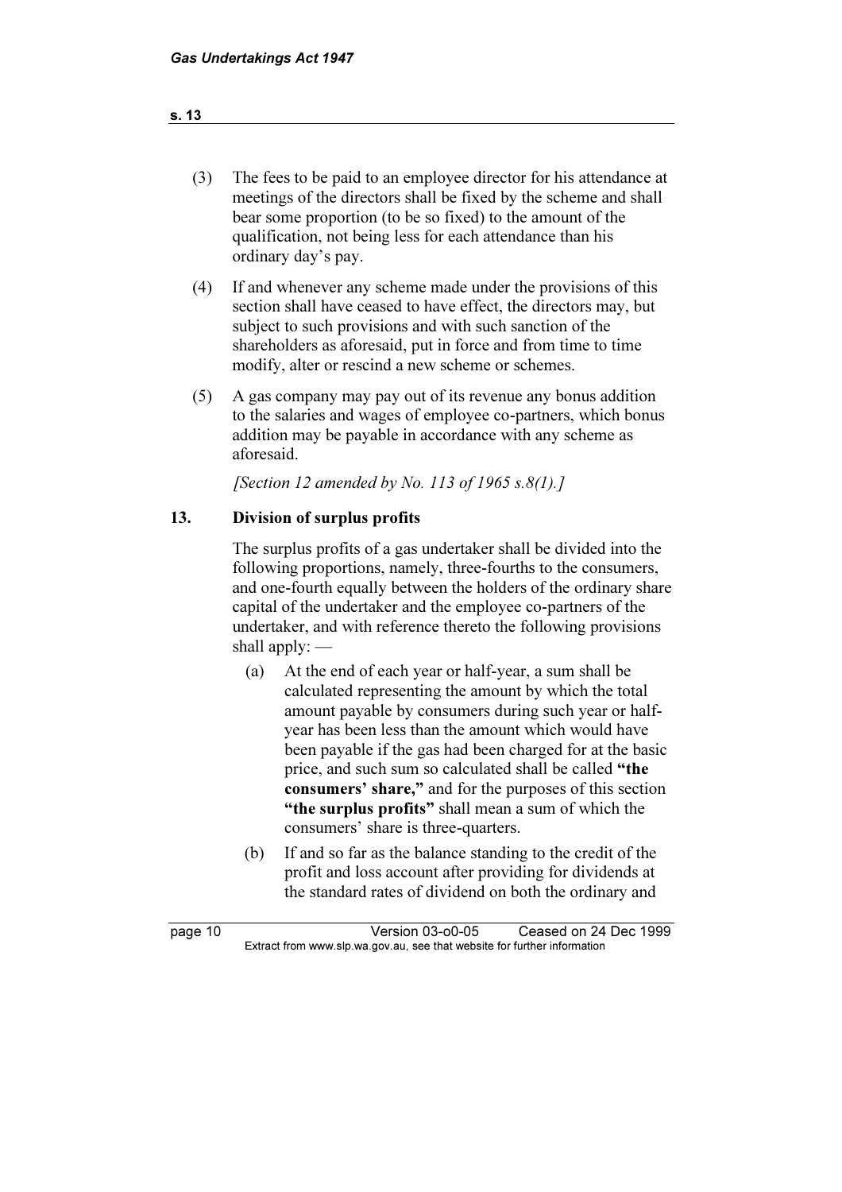(3) The fees to be paid to an employee director for his attendance at meetings of the directors shall be fixed by the scheme and shall bear some proportion (to be so fixed) to the amount of the qualification, not being less for each attendance than his ordinary day's pay.

(4) If and whenever any scheme made under the provisions of this section shall have ceased to have effect, the directors may, but subject to such provisions and with such sanction of the shareholders as aforesaid, put in force and from time to time modify, alter or rescind a new scheme or schemes.

(5) A gas company may pay out of its revenue any bonus addition to the salaries and wages of employee co-partners, which bonus addition may be payable in accordance with any scheme as aforesaid.

*[Section 12 amended by No. 113 of 1965 s.8(1).]*

## 13. Division of surplus profits

The surplus profits of a gas undertaker shall be divided into the following proportions, namely, three-fourths to the consumers, and one-fourth equally between the holders of the ordinary share capital of the undertaker and the employee co-partners of the undertaker, and with reference thereto the following provisions shall apply: —

(a) At the end of each year or half-year, a sum shall be calculated representing the amount by which the total amount payable by consumers during such year or half-year has been less than the amount which would have been payable if the gas had been charged for at the basic price, and such sum so calculated shall be called **"the consumers' share,"** and for the purposes of this section **"the surplus profits"** shall mean a sum of which the consumers' share is three-quarters.

(b) If and so far as the balance standing to the credit of the profit and loss account after providing for dividends at the standard rates of dividend on both the ordinary and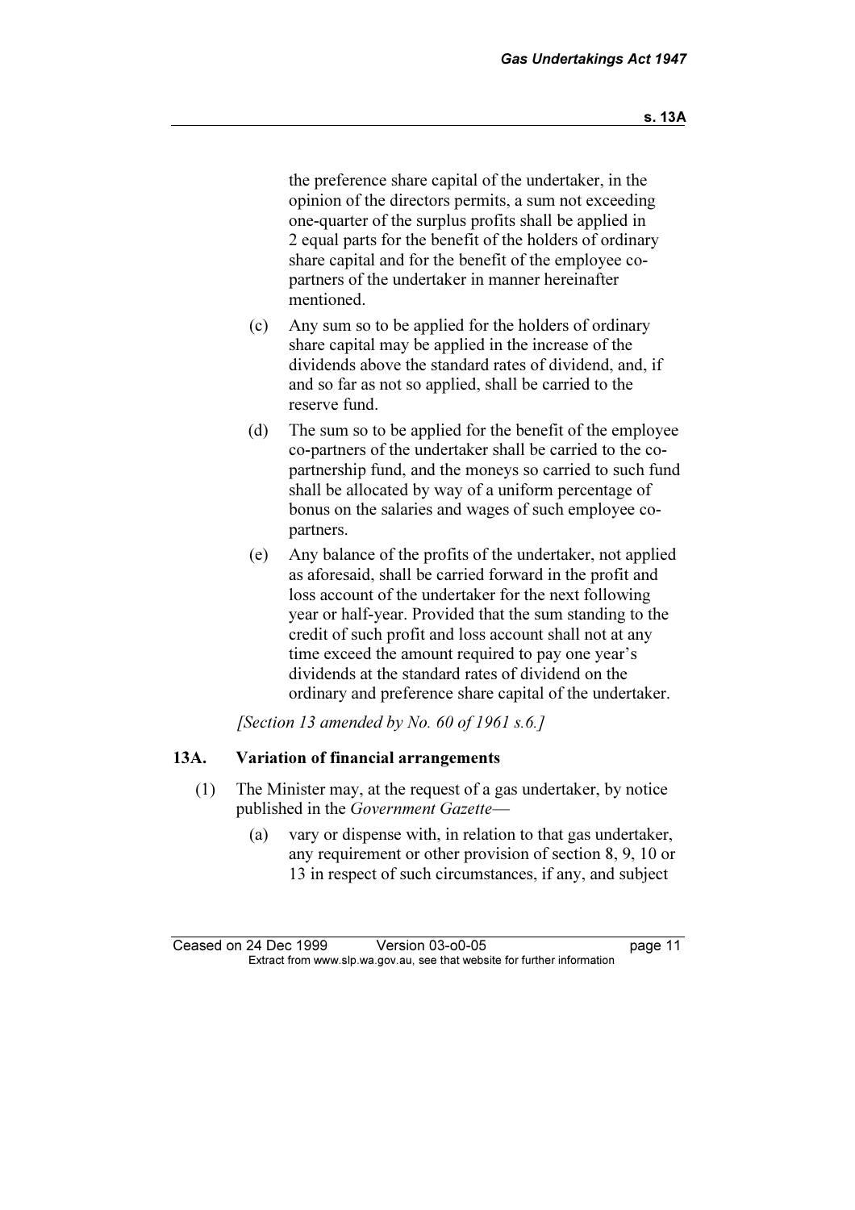the preference share capital of the undertaker, in the opinion of the directors permits, a sum not exceeding one-quarter of the surplus profits shall be applied in 2 equal parts for the benefit of the holders of ordinary share capital and for the benefit of the employee co-partners of the undertaker in manner hereinafter mentioned.

(c) Any sum so to be applied for the holders of ordinary share capital may be applied in the increase of the dividends above the standard rates of dividend, and, if and so far as not so applied, shall be carried to the reserve fund.

(d) The sum so to be applied for the benefit of the employee co-partners of the undertaker shall be carried to the co-partnership fund, and the moneys so carried to such fund shall be allocated by way of a uniform percentage of bonus on the salaries and wages of such employee co-partners.

(e) Any balance of the profits of the undertaker, not applied as aforesaid, shall be carried forward in the profit and loss account of the undertaker for the next following year or half-year. Provided that the sum standing to the credit of such profit and loss account shall not at any time exceed the amount required to pay one year's dividends at the standard rates of dividend on the ordinary and preference share capital of the undertaker.

*[Section 13 amended by No. 60 of 1961 s.6.]*

## 13A. Variation of financial arrangements

(1) The Minister may, at the request of a gas undertaker, by notice published in the *Government Gazette*—

(a) vary or dispense with, in relation to that gas undertaker, any requirement or other provision of section 8, 9, 10 or 13 in respect of such circumstances, if any, and subject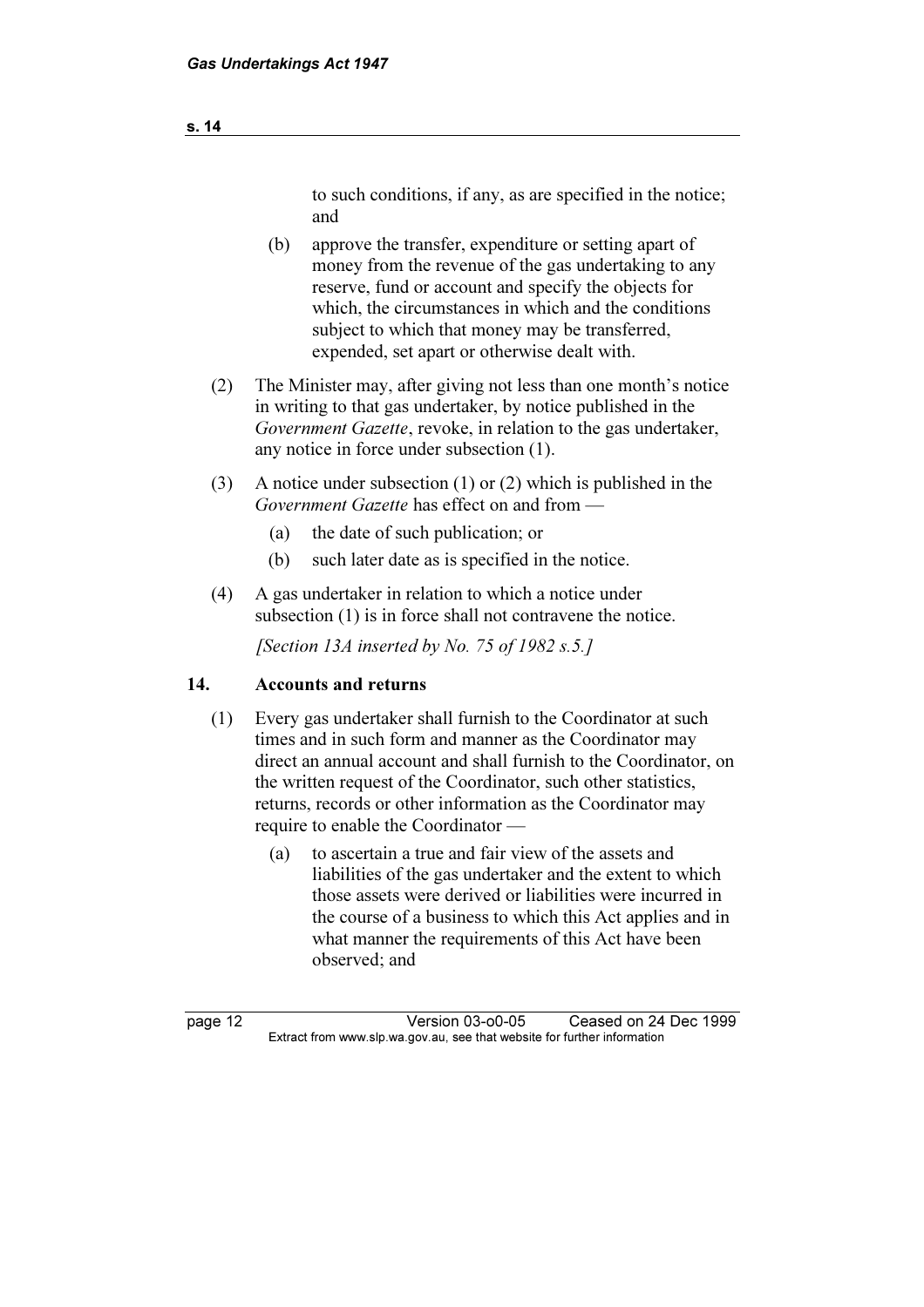to such conditions, if any, as are specified in the notice; and

(b) approve the transfer, expenditure or setting apart of money from the revenue of the gas undertaking to any reserve, fund or account and specify the objects for which, the circumstances in which and the conditions subject to which that money may be transferred, expended, set apart or otherwise dealt with.

(2) The Minister may, after giving not less than one month's notice in writing to that gas undertaker, by notice published in the *Government Gazette*, revoke, in relation to the gas undertaker, any notice in force under subsection (1).

(3) A notice under subsection (1) or (2) which is published in the *Government Gazette* has effect on and from —

(a) the date of such publication; or

(b) such later date as is specified in the notice.

(4) A gas undertaker in relation to which a notice under subsection (1) is in force shall not contravene the notice.

*[Section 13A inserted by No. 75 of 1982 s.5.]*

## 14. Accounts and returns

(1) Every gas undertaker shall furnish to the Coordinator at such times and in such form and manner as the Coordinator may direct an annual account and shall furnish to the Coordinator, on the written request of the Coordinator, such other statistics, returns, records or other information as the Coordinator may require to enable the Coordinator —

(a) to ascertain a true and fair view of the assets and liabilities of the gas undertaker and the extent to which those assets were derived or liabilities were incurred in the course of a business to which this Act applies and in what manner the requirements of this Act have been observed; and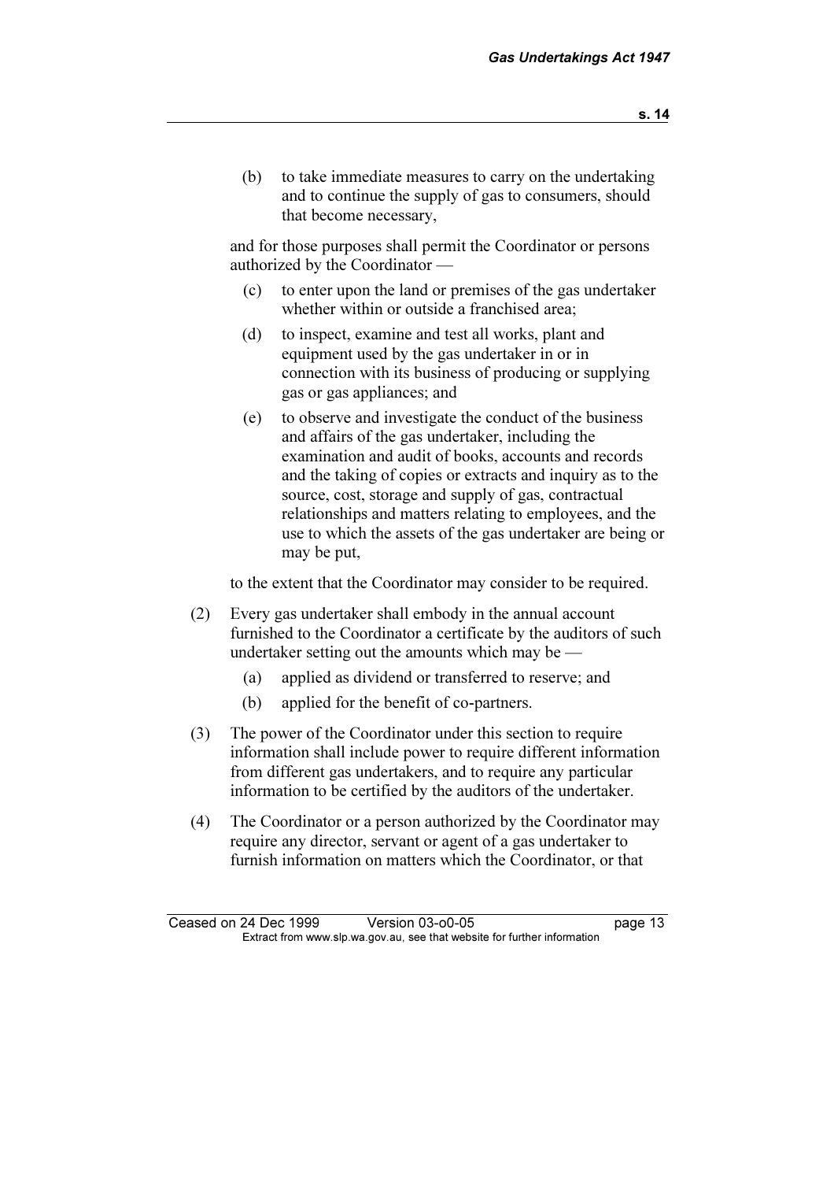(b) to take immediate measures to carry on the undertaking and to continue the supply of gas to consumers, should that become necessary,

and for those purposes shall permit the Coordinator or persons authorized by the Coordinator —

(c) to enter upon the land or premises of the gas undertaker whether within or outside a franchised area;

(d) to inspect, examine and test all works, plant and equipment used by the gas undertaker in or in connection with its business of producing or supplying gas or gas appliances; and

(e) to observe and investigate the conduct of the business and affairs of the gas undertaker, including the examination and audit of books, accounts and records and the taking of copies or extracts and inquiry as to the source, cost, storage and supply of gas, contractual relationships and matters relating to employees, and the use to which the assets of the gas undertaker are being or may be put,

to the extent that the Coordinator may consider to be required.

(2) Every gas undertaker shall embody in the annual account furnished to the Coordinator a certificate by the auditors of such undertaker setting out the amounts which may be —

(a) applied as dividend or transferred to reserve; and

(b) applied for the benefit of co-partners.

(3) The power of the Coordinator under this section to require information shall include power to require different information from different gas undertakers, and to require any particular information to be certified by the auditors of the undertaker.

(4) The Coordinator or a person authorized by the Coordinator may require any director, servant or agent of a gas undertaker to furnish information on matters which the Coordinator, or that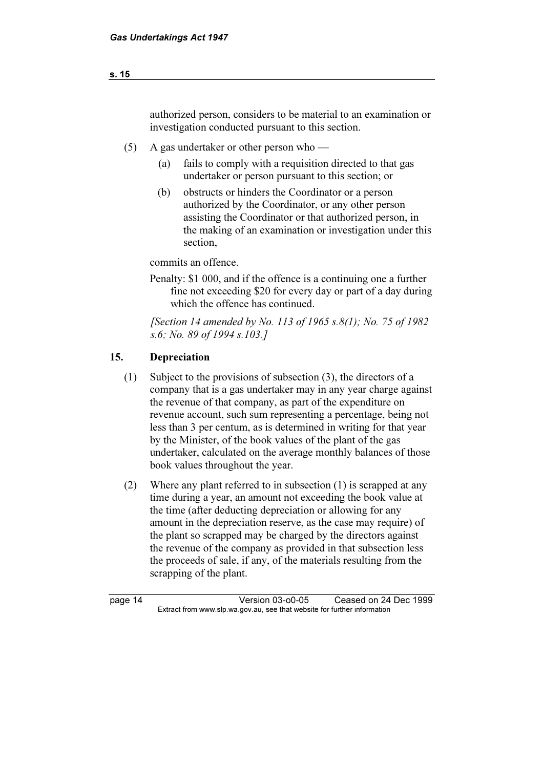authorized person, considers to be material to an examination or investigation conducted pursuant to this section.

(5) A gas undertaker or other person who —

(a) fails to comply with a requisition directed to that gas undertaker or person pursuant to this section; or

(b) obstructs or hinders the Coordinator or a person authorized by the Coordinator, or any other person assisting the Coordinator or that authorized person, in the making of an examination or investigation under this section,

commits an offence.

Penalty: $1 000, and if the offence is a continuing one a further fine not exceeding $20 for every day or part of a day during which the offence has continued.

*[Section 14 amended by No. 113 of 1965 s.8(1); No. 75 of 1982 s.6; No. 89 of 1994 s.103.]*

## 15. Depreciation

(1) Subject to the provisions of subsection (3), the directors of a company that is a gas undertaker may in any year charge against the revenue of that company, as part of the expenditure on revenue account, such sum representing a percentage, being not less than 3 per centum, as is determined in writing for that year by the Minister, of the book values of the plant of the gas undertaker, calculated on the average monthly balances of those book values throughout the year.

(2) Where any plant referred to in subsection (1) is scrapped at any time during a year, an amount not exceeding the book value at the time (after deducting depreciation or allowing for any amount in the depreciation reserve, as the case may require) of the plant so scrapped may be charged by the directors against the revenue of the company as provided in that subsection less the proceeds of sale, if any, of the materials resulting from the scrapping of the plant.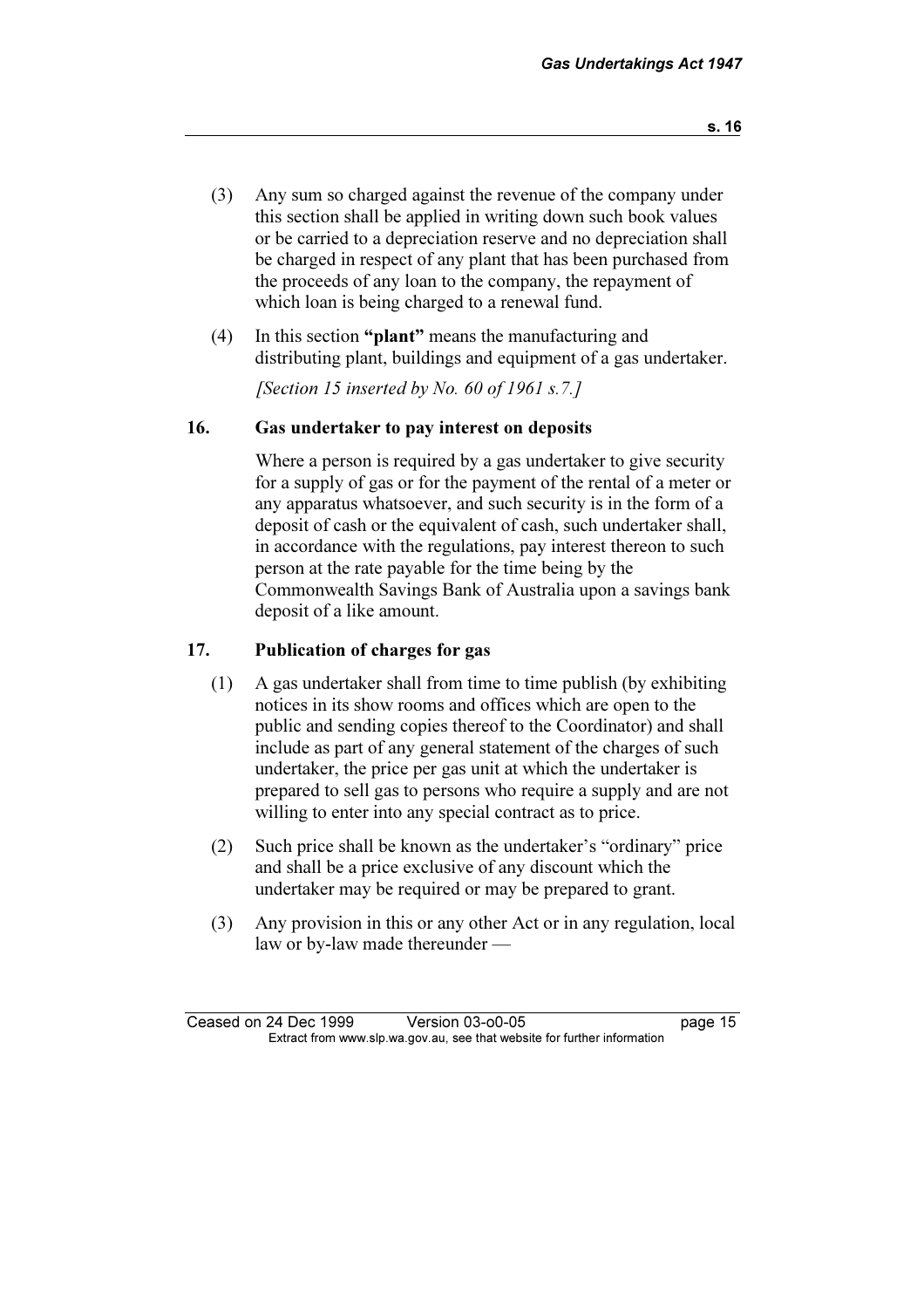(3) Any sum so charged against the revenue of the company under this section shall be applied in writing down such book values or be carried to a depreciation reserve and no depreciation shall be charged in respect of any plant that has been purchased from the proceeds of any loan to the company, the repayment of which loan is being charged to a renewal fund.

(4) In this section **"plant"** means the manufacturing and distributing plant, buildings and equipment of a gas undertaker.

*[Section 15 inserted by No. 60 of 1961 s.7.]*

### 16. Gas undertaker to pay interest on deposits

Where a person is required by a gas undertaker to give security for a supply of gas or for the payment of the rental of a meter or any apparatus whatsoever, and such security is in the form of a deposit of cash or the equivalent of cash, such undertaker shall, in accordance with the regulations, pay interest thereon to such person at the rate payable for the time being by the Commonwealth Savings Bank of Australia upon a savings bank deposit of a like amount.

### 17. Publication of charges for gas

(1) A gas undertaker shall from time to time publish (by exhibiting notices in its show rooms and offices which are open to the public and sending copies thereof to the Coordinator) and shall include as part of any general statement of the charges of such undertaker, the price per gas unit at which the undertaker is prepared to sell gas to persons who require a supply and are not willing to enter into any special contract as to price.

(2) Such price shall be known as the undertaker's "ordinary" price and shall be a price exclusive of any discount which the undertaker may be required or may be prepared to grant.

(3) Any provision in this or any other Act or in any regulation, local law or by-law made thereunder —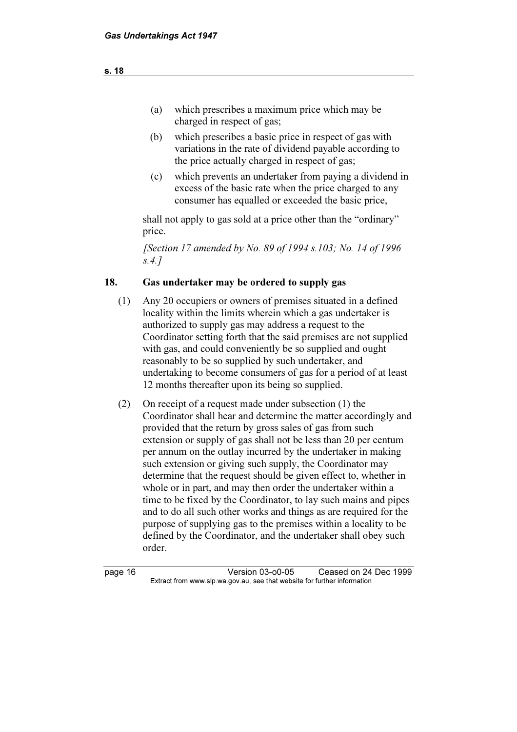(a) which prescribes a maximum price which may be charged in respect of gas;

(b) which prescribes a basic price in respect of gas with variations in the rate of dividend payable according to the price actually charged in respect of gas;

(c) which prevents an undertaker from paying a dividend in excess of the basic rate when the price charged to any consumer has equalled or exceeded the basic price,

shall not apply to gas sold at a price other than the "ordinary" price.

*[Section 17 amended by No. 89 of 1994 s.103; No. 14 of 1996 s.4.]*

## 18. Gas undertaker may be ordered to supply gas

(1) Any 20 occupiers or owners of premises situated in a defined locality within the limits wherein which a gas undertaker is authorized to supply gas may address a request to the Coordinator setting forth that the said premises are not supplied with gas, and could conveniently be so supplied and ought reasonably to be so supplied by such undertaker, and undertaking to become consumers of gas for a period of at least 12 months thereafter upon its being so supplied.

(2) On receipt of a request made under subsection (1) the Coordinator shall hear and determine the matter accordingly and provided that the return by gross sales of gas from such extension or supply of gas shall not be less than 20 per centum per annum on the outlay incurred by the undertaker in making such extension or giving such supply, the Coordinator may determine that the request should be given effect to, whether in whole or in part, and may then order the undertaker within a time to be fixed by the Coordinator, to lay such mains and pipes and to do all such other works and things as are required for the purpose of supplying gas to the premises within a locality to be defined by the Coordinator, and the undertaker shall obey such order.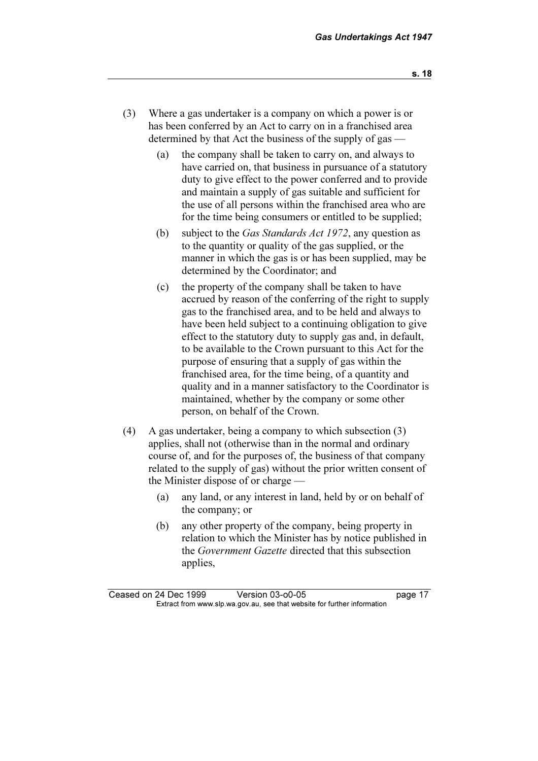(3) Where a gas undertaker is a company on which a power is or has been conferred by an Act to carry on in a franchised area determined by that Act the business of the supply of gas —

(a) the company shall be taken to carry on, and always to have carried on, that business in pursuance of a statutory duty to give effect to the power conferred and to provide and maintain a supply of gas suitable and sufficient for the use of all persons within the franchised area who are for the time being consumers or entitled to be supplied;

(b) subject to the *Gas Standards Act 1972*, any question as to the quantity or quality of the gas supplied, or the manner in which the gas is or has been supplied, may be determined by the Coordinator; and

(c) the property of the company shall be taken to have accrued by reason of the conferring of the right to supply gas to the franchised area, and to be held and always to have been held subject to a continuing obligation to give effect to the statutory duty to supply gas and, in default, to be available to the Crown pursuant to this Act for the purpose of ensuring that a supply of gas within the franchised area, for the time being, of a quantity and quality and in a manner satisfactory to the Coordinator is maintained, whether by the company or some other person, on behalf of the Crown.

(4) A gas undertaker, being a company to which subsection (3) applies, shall not (otherwise than in the normal and ordinary course of, and for the purposes of, the business of that company related to the supply of gas) without the prior written consent of the Minister dispose of or charge —

(a) any land, or any interest in land, held by or on behalf of the company; or

(b) any other property of the company, being property in relation to which the Minister has by notice published in the *Government Gazette* directed that this subsection applies,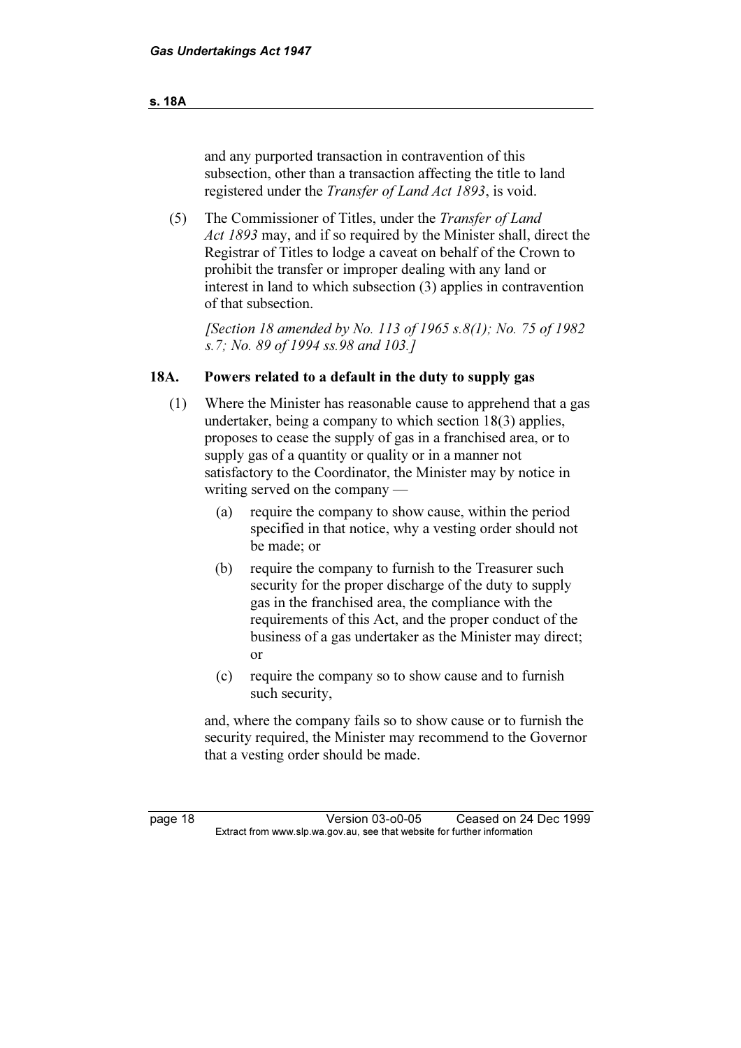and any purported transaction in contravention of this subsection, other than a transaction affecting the title to land registered under the *Transfer of Land Act 1893*, is void.

(5) The Commissioner of Titles, under the *Transfer of Land Act 1893* may, and if so required by the Minister shall, direct the Registrar of Titles to lodge a caveat on behalf of the Crown to prohibit the transfer or improper dealing with any land or interest in land to which subsection (3) applies in contravention of that subsection.

*[Section 18 amended by No. 113 of 1965 s.8(1); No. 75 of 1982 s.7; No. 89 of 1994 ss.98 and 103.]*

### 18A. Powers related to a default in the duty to supply gas

(1) Where the Minister has reasonable cause to apprehend that a gas undertaker, being a company to which section 18(3) applies, proposes to cease the supply of gas in a franchised area, or to supply gas of a quantity or quality or in a manner not satisfactory to the Coordinator, the Minister may by notice in writing served on the company —

(a) require the company to show cause, within the period specified in that notice, why a vesting order should not be made; or

(b) require the company to furnish to the Treasurer such security for the proper discharge of the duty to supply gas in the franchised area, the compliance with the requirements of this Act, and the proper conduct of the business of a gas undertaker as the Minister may direct; or

(c) require the company so to show cause and to furnish such security,

and, where the company fails so to show cause or to furnish the security required, the Minister may recommend to the Governor that a vesting order should be made.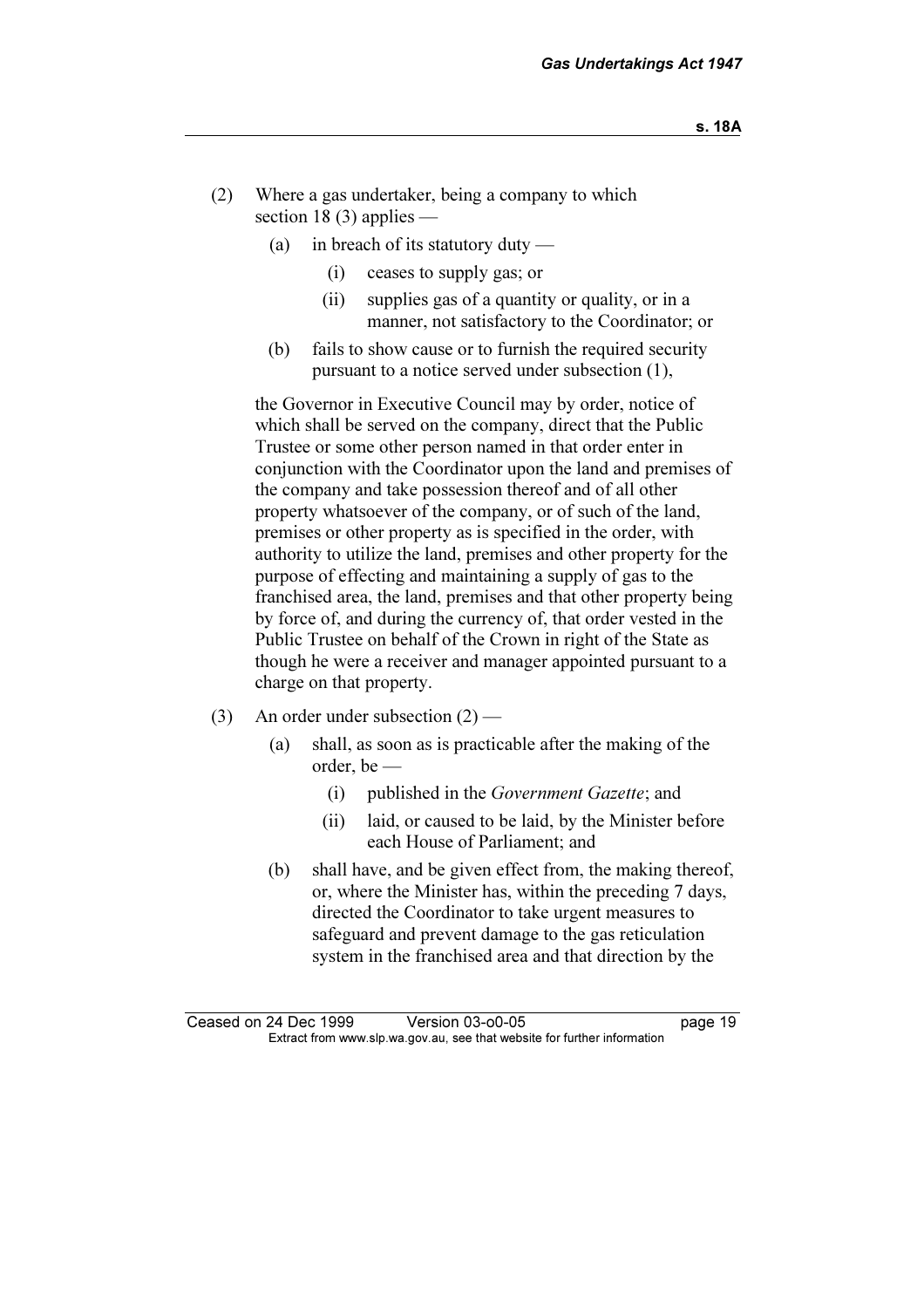(2) Where a gas undertaker, being a company to which section 18 (3) applies —

  (a) in breach of its statutory duty —

    (i) ceases to supply gas; or

    (ii) supplies gas of a quantity or quality, or in a manner, not satisfactory to the Coordinator; or

  (b) fails to show cause or to furnish the required security pursuant to a notice served under subsection (1),

the Governor in Executive Council may by order, notice of which shall be served on the company, direct that the Public Trustee or some other person named in that order enter in conjunction with the Coordinator upon the land and premises of the company and take possession thereof and of all other property whatsoever of the company, or of such of the land, premises or other property as is specified in the order, with authority to utilize the land, premises and other property for the purpose of effecting and maintaining a supply of gas to the franchised area, the land, premises and that other property being by force of, and during the currency of, that order vested in the Public Trustee on behalf of the Crown in right of the State as though he were a receiver and manager appointed pursuant to a charge on that property.

(3) An order under subsection (2) —

  (a) shall, as soon as is practicable after the making of the order, be —

    (i) published in the *Government Gazette*; and

    (ii) laid, or caused to be laid, by the Minister before each House of Parliament; and

  (b) shall have, and be given effect from, the making thereof, or, where the Minister has, within the preceding 7 days, directed the Coordinator to take urgent measures to safeguard and prevent damage to the gas reticulation system in the franchised area and that direction by the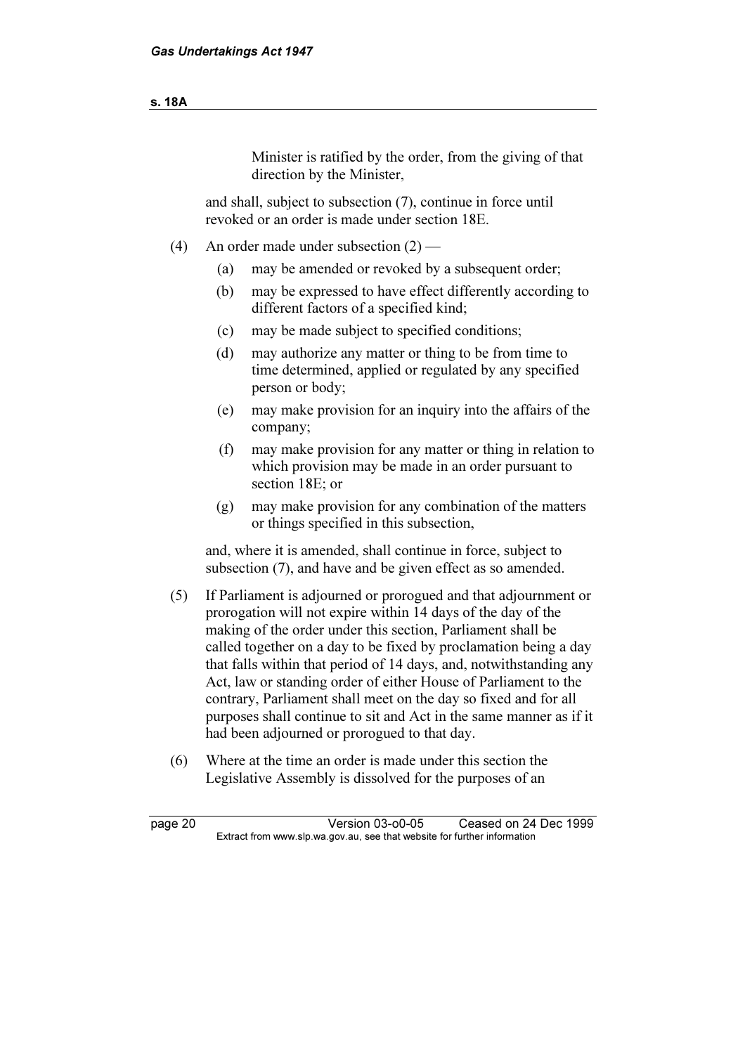Minister is ratified by the order, from the giving of that direction by the Minister,

and shall, subject to subsection (7), continue in force until revoked or an order is made under section 18E.

(4) An order made under subsection (2) —

(a) may be amended or revoked by a subsequent order;

(b) may be expressed to have effect differently according to different factors of a specified kind;

(c) may be made subject to specified conditions;

(d) may authorize any matter or thing to be from time to time determined, applied or regulated by any specified person or body;

(e) may make provision for an inquiry into the affairs of the company;

(f) may make provision for any matter or thing in relation to which provision may be made in an order pursuant to section 18E; or

(g) may make provision for any combination of the matters or things specified in this subsection,

and, where it is amended, shall continue in force, subject to subsection (7), and have and be given effect as so amended.

(5) If Parliament is adjourned or prorogued and that adjournment or prorogation will not expire within 14 days of the day of the making of the order under this section, Parliament shall be called together on a day to be fixed by proclamation being a day that falls within that period of 14 days, and, notwithstanding any Act, law or standing order of either House of Parliament to the contrary, Parliament shall meet on the day so fixed and for all purposes shall continue to sit and Act in the same manner as if it had been adjourned or prorogued to that day.

(6) Where at the time an order is made under this section the Legislative Assembly is dissolved for the purposes of an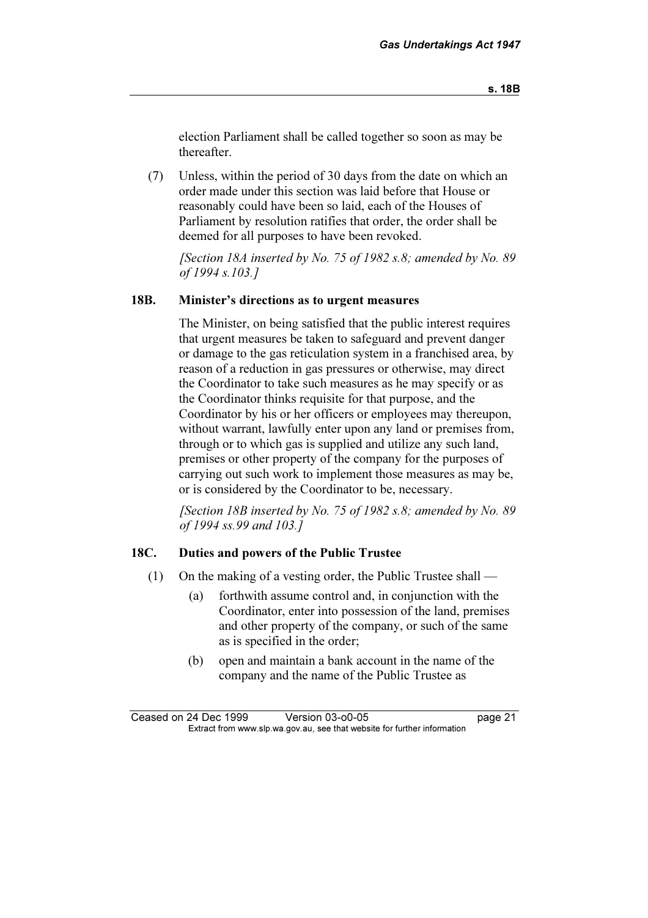election Parliament shall be called together so soon as may be thereafter.

(7) Unless, within the period of 30 days from the date on which an order made under this section was laid before that House or reasonably could have been so laid, each of the Houses of Parliament by resolution ratifies that order, the order shall be deemed for all purposes to have been revoked.

*[Section 18A inserted by No. 75 of 1982 s.8; amended by No. 89 of 1994 s.103.]*

### 18B. Minister's directions as to urgent measures

The Minister, on being satisfied that the public interest requires that urgent measures be taken to safeguard and prevent danger or damage to the gas reticulation system in a franchised area, by reason of a reduction in gas pressures or otherwise, may direct the Coordinator to take such measures as he may specify or as the Coordinator thinks requisite for that purpose, and the Coordinator by his or her officers or employees may thereupon, without warrant, lawfully enter upon any land or premises from, through or to which gas is supplied and utilize any such land, premises or other property of the company for the purposes of carrying out such work to implement those measures as may be, or is considered by the Coordinator to be, necessary.

*[Section 18B inserted by No. 75 of 1982 s.8; amended by No. 89 of 1994 ss.99 and 103.]*

### 18C. Duties and powers of the Public Trustee

(1) On the making of a vesting order, the Public Trustee shall —

(a) forthwith assume control and, in conjunction with the Coordinator, enter into possession of the land, premises and other property of the company, or such of the same as is specified in the order;

(b) open and maintain a bank account in the name of the company and the name of the Public Trustee as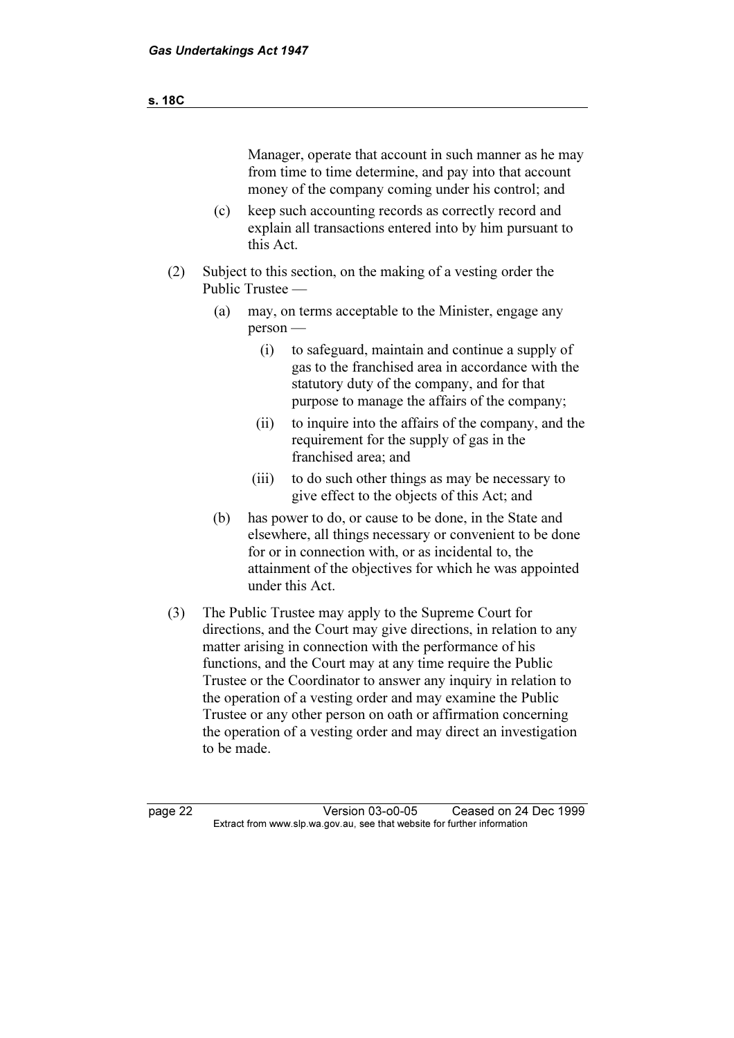Manager, operate that account in such manner as he may from time to time determine, and pay into that account money of the company coming under his control; and

(c) keep such accounting records as correctly record and explain all transactions entered into by him pursuant to this Act.

(2) Subject to this section, on the making of a vesting order the Public Trustee —

(a) may, on terms acceptable to the Minister, engage any person —

(i) to safeguard, maintain and continue a supply of gas to the franchised area in accordance with the statutory duty of the company, and for that purpose to manage the affairs of the company;

(ii) to inquire into the affairs of the company, and the requirement for the supply of gas in the franchised area; and

(iii) to do such other things as may be necessary to give effect to the objects of this Act; and

(b) has power to do, or cause to be done, in the State and elsewhere, all things necessary or convenient to be done for or in connection with, or as incidental to, the attainment of the objectives for which he was appointed under this Act.

(3) The Public Trustee may apply to the Supreme Court for directions, and the Court may give directions, in relation to any matter arising in connection with the performance of his functions, and the Court may at any time require the Public Trustee or the Coordinator to answer any inquiry in relation to the operation of a vesting order and may examine the Public Trustee or any other person on oath or affirmation concerning the operation of a vesting order and may direct an investigation to be made.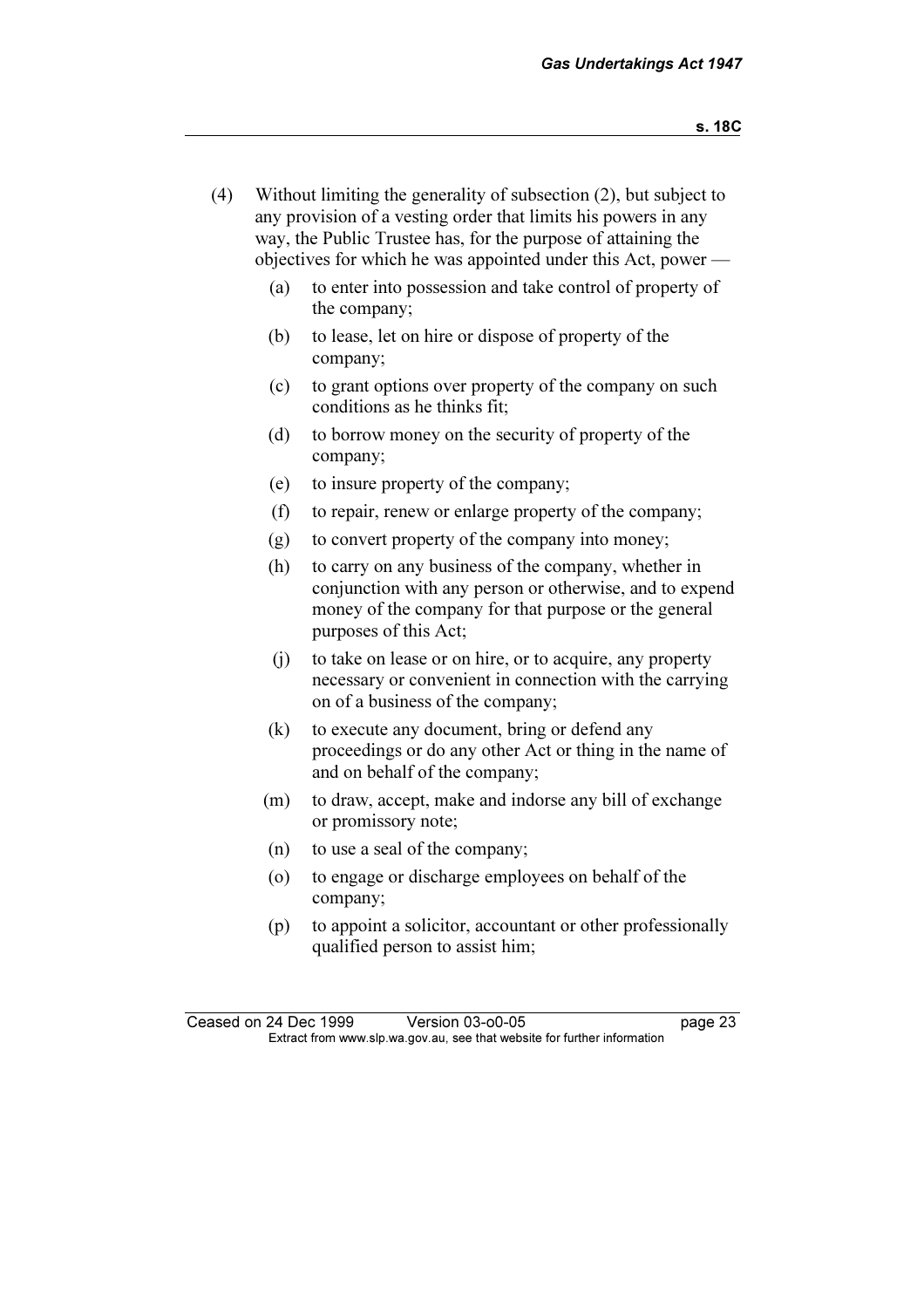(4) Without limiting the generality of subsection (2), but subject to any provision of a vesting order that limits his powers in any way, the Public Trustee has, for the purpose of attaining the objectives for which he was appointed under this Act, power —

- (a) to enter into possession and take control of property of the company;
- (b) to lease, let on hire or dispose of property of the company;
- (c) to grant options over property of the company on such conditions as he thinks fit;
- (d) to borrow money on the security of property of the company;
- (e) to insure property of the company;
- (f) to repair, renew or enlarge property of the company;
- (g) to convert property of the company into money;
- (h) to carry on any business of the company, whether in conjunction with any person or otherwise, and to expend money of the company for that purpose or the general purposes of this Act;
- (j) to take on lease or on hire, or to acquire, any property necessary or convenient in connection with the carrying on of a business of the company;
- (k) to execute any document, bring or defend any proceedings or do any other Act or thing in the name of and on behalf of the company;
- (m) to draw, accept, make and indorse any bill of exchange or promissory note;
- (n) to use a seal of the company;
- (o) to engage or discharge employees on behalf of the company;
- (p) to appoint a solicitor, accountant or other professionally qualified person to assist him;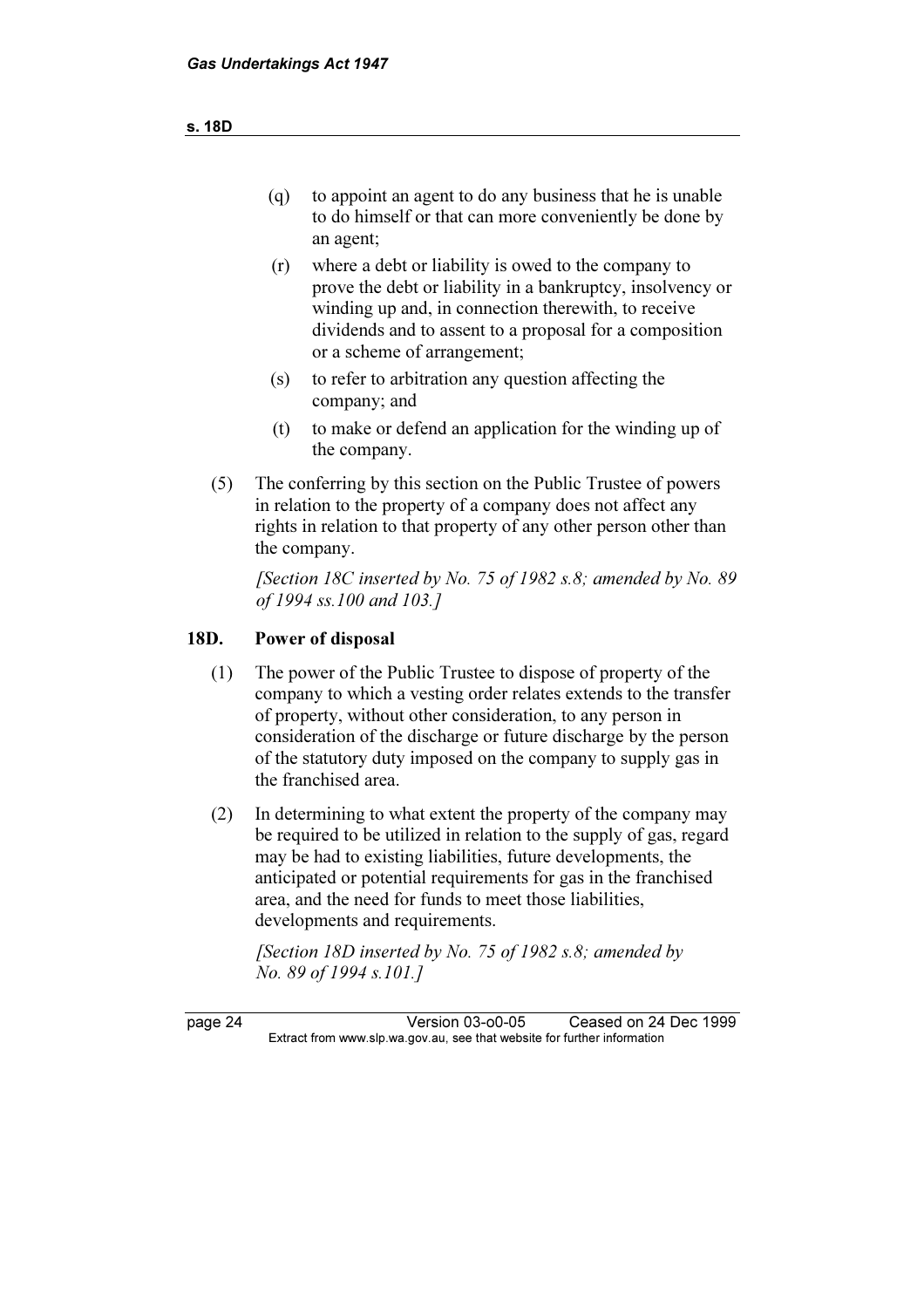- (q) to appoint an agent to do any business that he is unable to do himself or that can more conveniently be done by an agent;
- (r) where a debt or liability is owed to the company to prove the debt or liability in a bankruptcy, insolvency or winding up and, in connection therewith, to receive dividends and to assent to a proposal for a composition or a scheme of arrangement;
- (s) to refer to arbitration any question affecting the company; and
- (t) to make or defend an application for the winding up of the company.

(5) The conferring by this section on the Public Trustee of powers in relation to the property of a company does not affect any rights in relation to that property of any other person other than the company.

*[Section 18C inserted by No. 75 of 1982 s.8; amended by No. 89 of 1994 ss.100 and 103.]*

## 18D. Power of disposal

(1) The power of the Public Trustee to dispose of property of the company to which a vesting order relates extends to the transfer of property, without other consideration, to any person in consideration of the discharge or future discharge by the person of the statutory duty imposed on the company to supply gas in the franchised area.

(2) In determining to what extent the property of the company may be required to be utilized in relation to the supply of gas, regard may be had to existing liabilities, future developments, the anticipated or potential requirements for gas in the franchised area, and the need for funds to meet those liabilities, developments and requirements.

*[Section 18D inserted by No. 75 of 1982 s.8; amended by No. 89 of 1994 s.101.]*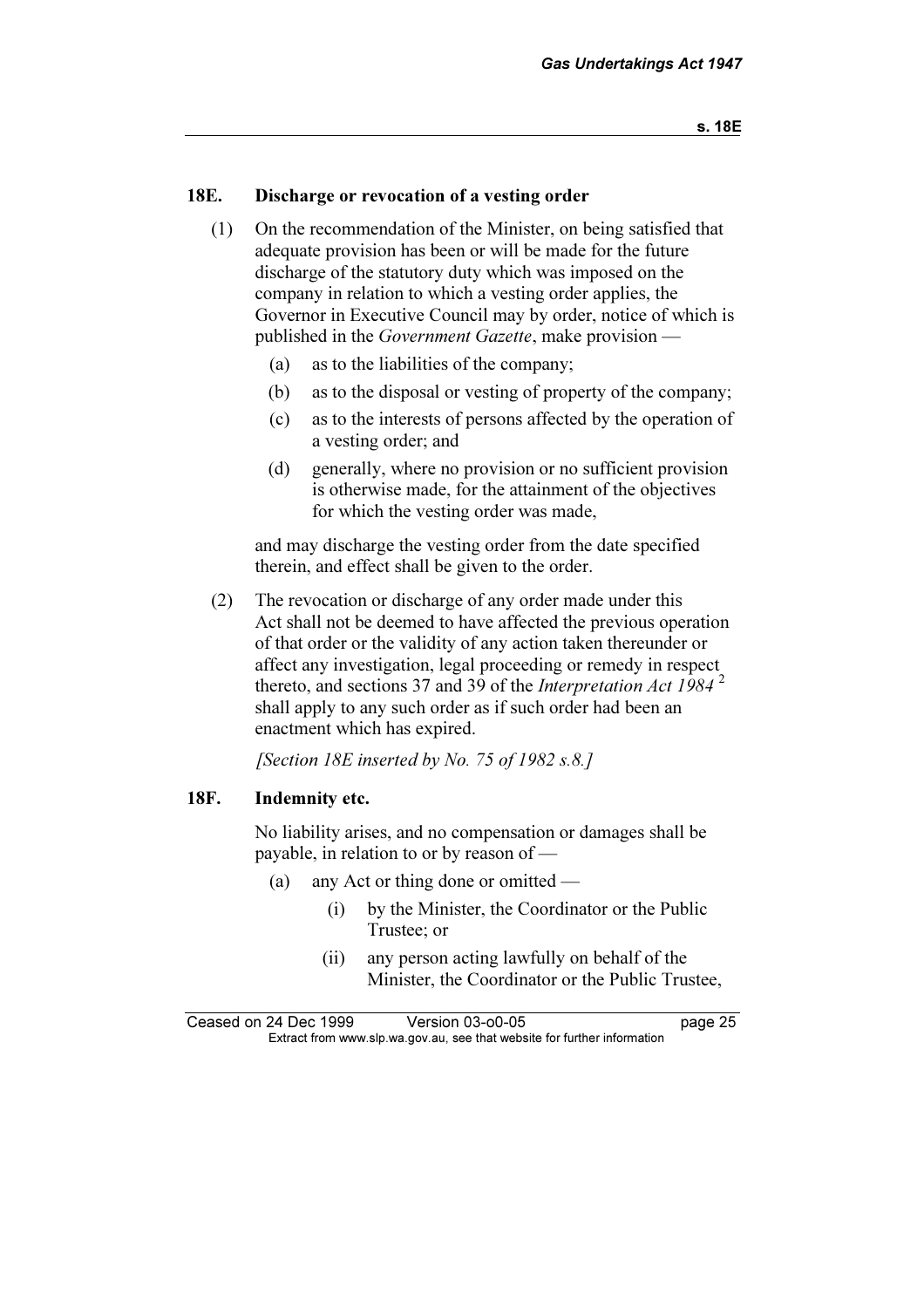## 18E. Discharge or revocation of a vesting order

(1) On the recommendation of the Minister, on being satisfied that adequate provision has been or will be made for the future discharge of the statutory duty which was imposed on the company in relation to which a vesting order applies, the Governor in Executive Council may by order, notice of which is published in the *Government Gazette*, make provision —

- (a) as to the liabilities of the company;
- (b) as to the disposal or vesting of property of the company;
- (c) as to the interests of persons affected by the operation of a vesting order; and
- (d) generally, where no provision or no sufficient provision is otherwise made, for the attainment of the objectives for which the vesting order was made,

and may discharge the vesting order from the date specified therein, and effect shall be given to the order.

(2) The revocation or discharge of any order made under this Act shall not be deemed to have affected the previous operation of that order or the validity of any action taken thereunder or affect any investigation, legal proceeding or remedy in respect thereto, and sections 37 and 39 of the *Interpretation Act 1984* [2] shall apply to any such order as if such order had been an enactment which has expired.

*[Section 18E inserted by No. 75 of 1982 s.8.]*

## 18F. Indemnity etc.

No liability arises, and no compensation or damages shall be payable, in relation to or by reason of —

- (a) any Act or thing done or omitted —
  - (i) by the Minister, the Coordinator or the Public Trustee; or
  - (ii) any person acting lawfully on behalf of the Minister, the Coordinator or the Public Trustee,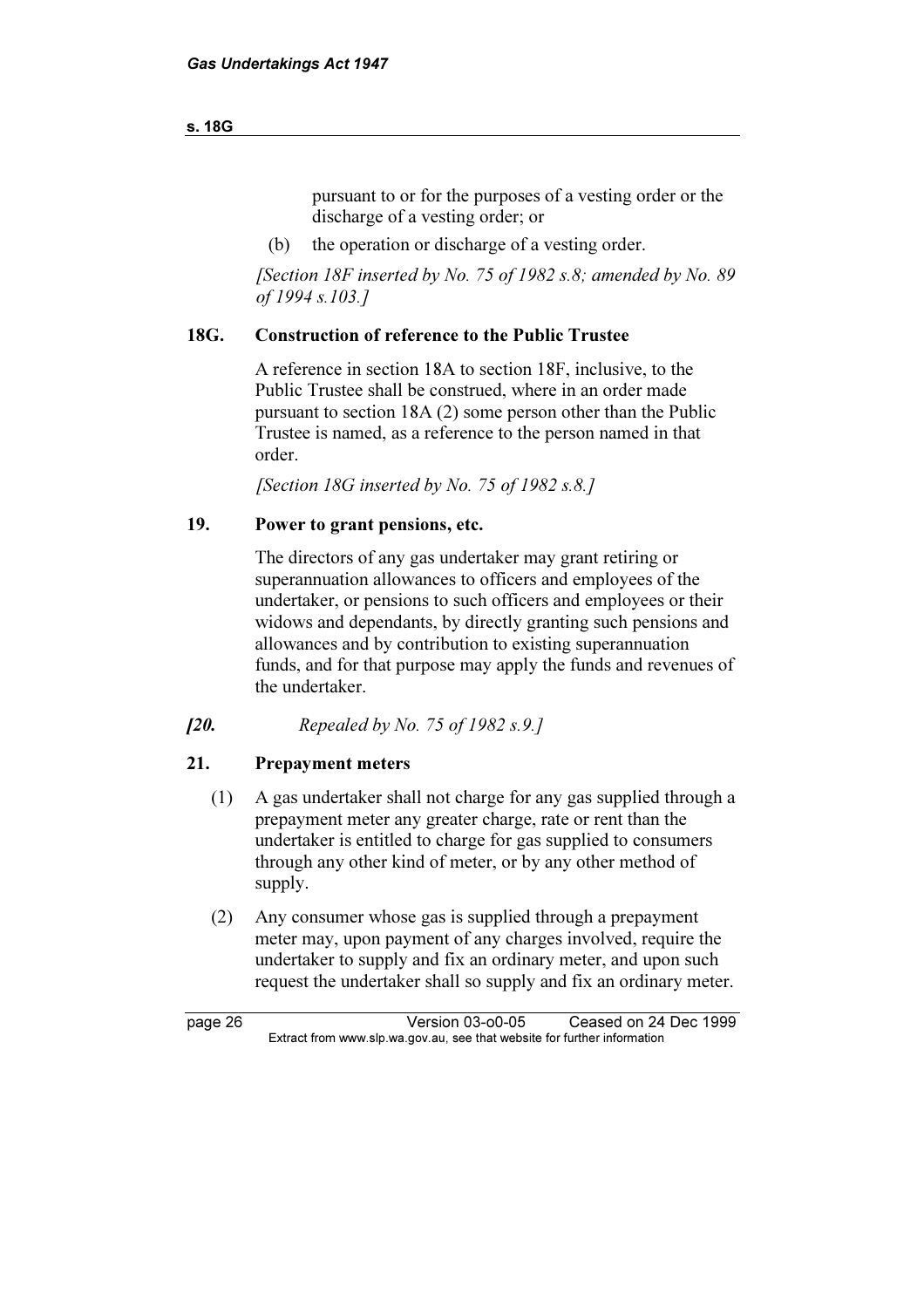pursuant to or for the purposes of a vesting order or the discharge of a vesting order; or

(b) the operation or discharge of a vesting order.

*[Section 18F inserted by No. 75 of 1982 s.8; amended by No. 89 of 1994 s.103.]*

### 18G. Construction of reference to the Public Trustee

A reference in section 18A to section 18F, inclusive, to the Public Trustee shall be construed, where in an order made pursuant to section 18A (2) some person other than the Public Trustee is named, as a reference to the person named in that order.

*[Section 18G inserted by No. 75 of 1982 s.8.]*

### 19. Power to grant pensions, etc.

The directors of any gas undertaker may grant retiring or superannuation allowances to officers and employees of the undertaker, or pensions to such officers and employees or their widows and dependants, by directly granting such pensions and allowances and by contribution to existing superannuation funds, and for that purpose may apply the funds and revenues of the undertaker.

*[20. Repealed by No. 75 of 1982 s.9.]*

### 21. Prepayment meters

(1) A gas undertaker shall not charge for any gas supplied through a prepayment meter any greater charge, rate or rent than the undertaker is entitled to charge for gas supplied to consumers through any other kind of meter, or by any other method of supply.

(2) Any consumer whose gas is supplied through a prepayment meter may, upon payment of any charges involved, require the undertaker to supply and fix an ordinary meter, and upon such request the undertaker shall so supply and fix an ordinary meter.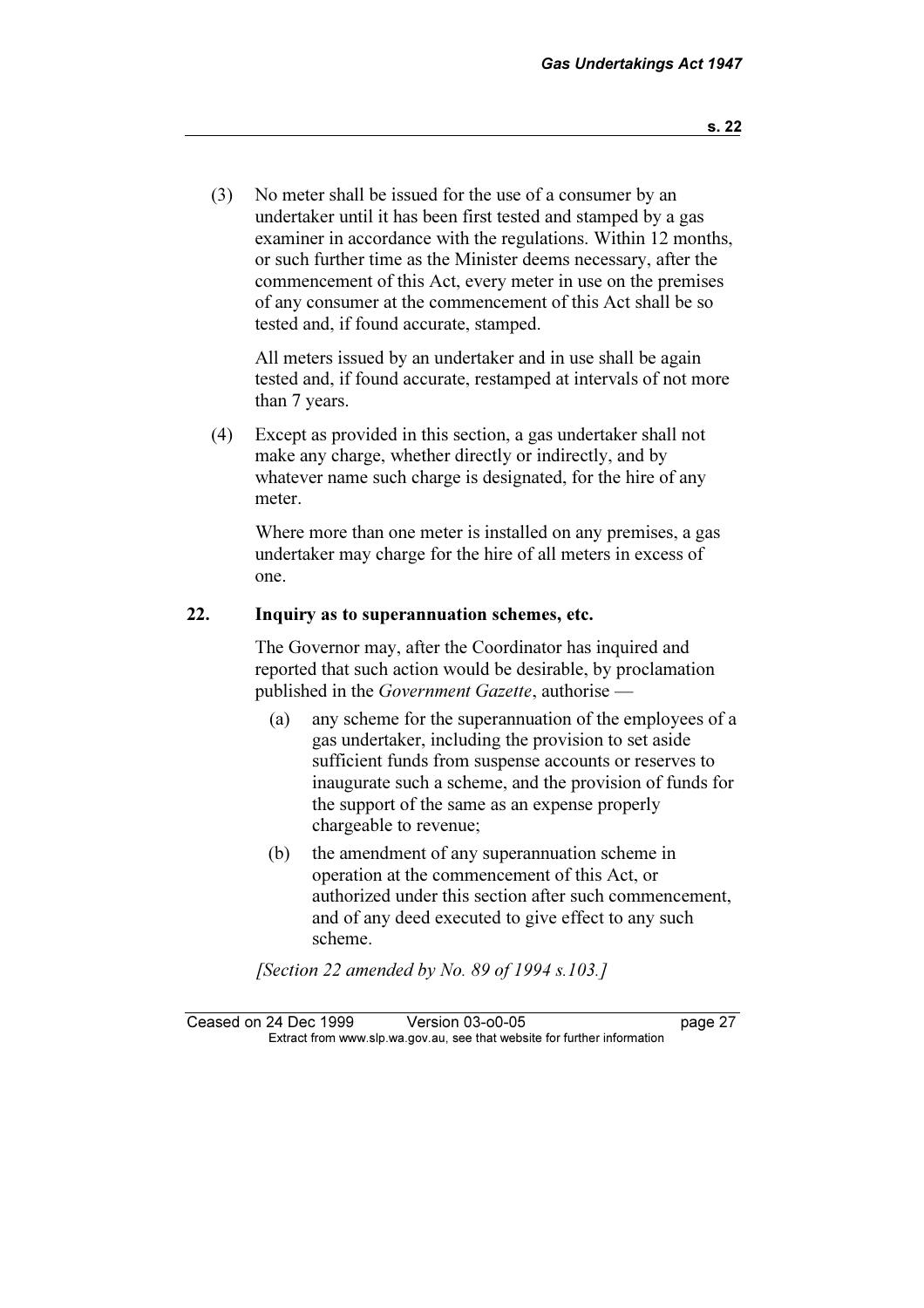(3) No meter shall be issued for the use of a consumer by an undertaker until it has been first tested and stamped by a gas examiner in accordance with the regulations. Within 12 months, or such further time as the Minister deems necessary, after the commencement of this Act, every meter in use on the premises of any consumer at the commencement of this Act shall be so tested and, if found accurate, stamped.

All meters issued by an undertaker and in use shall be again tested and, if found accurate, restamped at intervals of not more than 7 years.

(4) Except as provided in this section, a gas undertaker shall not make any charge, whether directly or indirectly, and by whatever name such charge is designated, for the hire of any meter.

Where more than one meter is installed on any premises, a gas undertaker may charge for the hire of all meters in excess of one.

## 22. Inquiry as to superannuation schemes, etc.

The Governor may, after the Coordinator has inquired and reported that such action would be desirable, by proclamation published in the *Government Gazette*, authorise —

(a) any scheme for the superannuation of the employees of a gas undertaker, including the provision to set aside sufficient funds from suspense accounts or reserves to inaugurate such a scheme, and the provision of funds for the support of the same as an expense properly chargeable to revenue;

(b) the amendment of any superannuation scheme in operation at the commencement of this Act, or authorized under this section after such commencement, and of any deed executed to give effect to any such scheme.

*[Section 22 amended by No. 89 of 1994 s.103.]*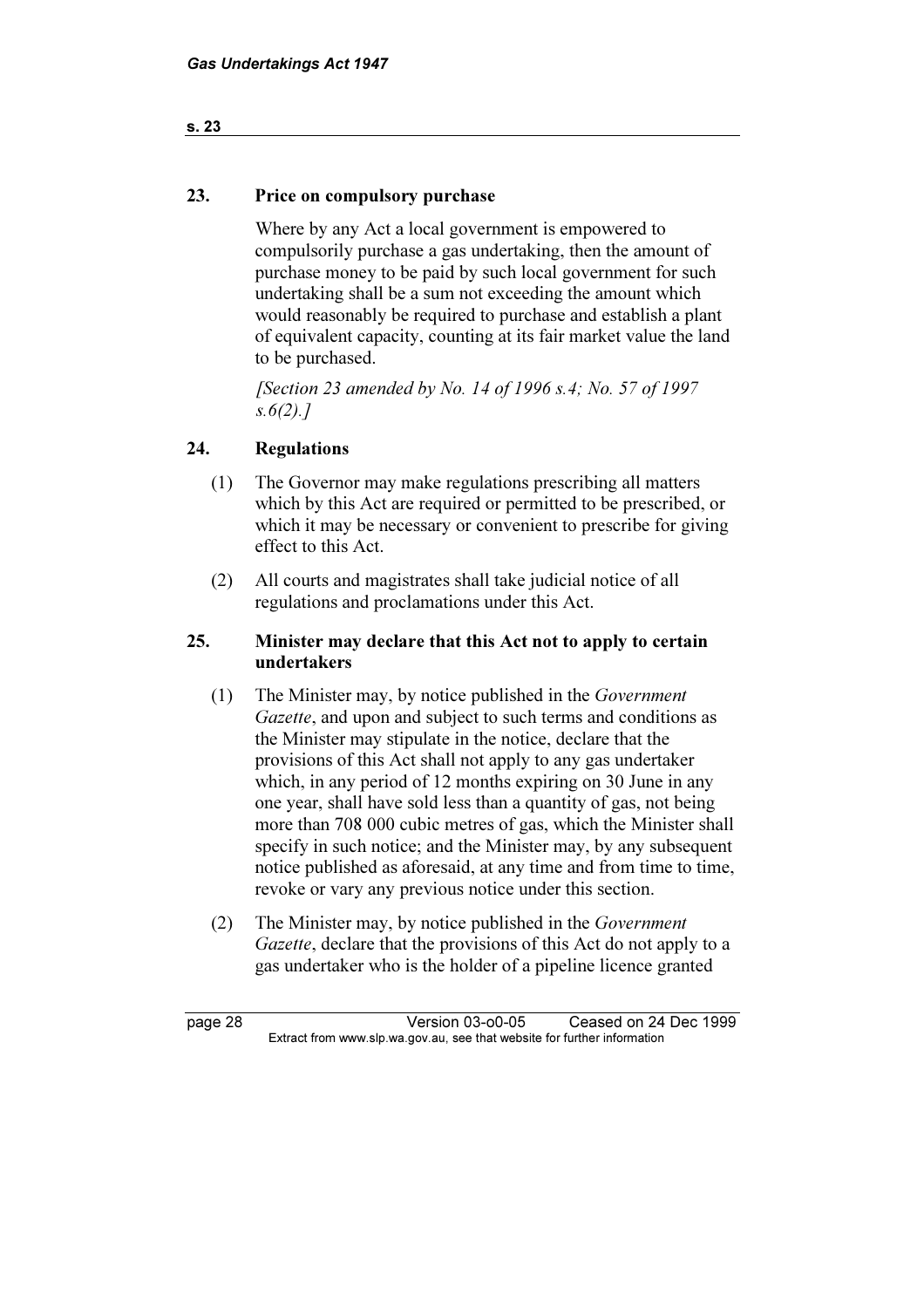## 23. Price on compulsory purchase

Where by any Act a local government is empowered to compulsorily purchase a gas undertaking, then the amount of purchase money to be paid by such local government for such undertaking shall be a sum not exceeding the amount which would reasonably be required to purchase and establish a plant of equivalent capacity, counting at its fair market value the land to be purchased.

*[Section 23 amended by No. 14 of 1996 s.4; No. 57 of 1997 s.6(2).]*

## 24. Regulations

(1) The Governor may make regulations prescribing all matters which by this Act are required or permitted to be prescribed, or which it may be necessary or convenient to prescribe for giving effect to this Act.

(2) All courts and magistrates shall take judicial notice of all regulations and proclamations under this Act.

## 25. Minister may declare that this Act not to apply to certain undertakers

(1) The Minister may, by notice published in the *Government Gazette*, and upon and subject to such terms and conditions as the Minister may stipulate in the notice, declare that the provisions of this Act shall not apply to any gas undertaker which, in any period of 12 months expiring on 30 June in any one year, shall have sold less than a quantity of gas, not being more than 708 000 cubic metres of gas, which the Minister shall specify in such notice; and the Minister may, by any subsequent notice published as aforesaid, at any time and from time to time, revoke or vary any previous notice under this section.

(2) The Minister may, by notice published in the *Government Gazette*, declare that the provisions of this Act do not apply to a gas undertaker who is the holder of a pipeline licence granted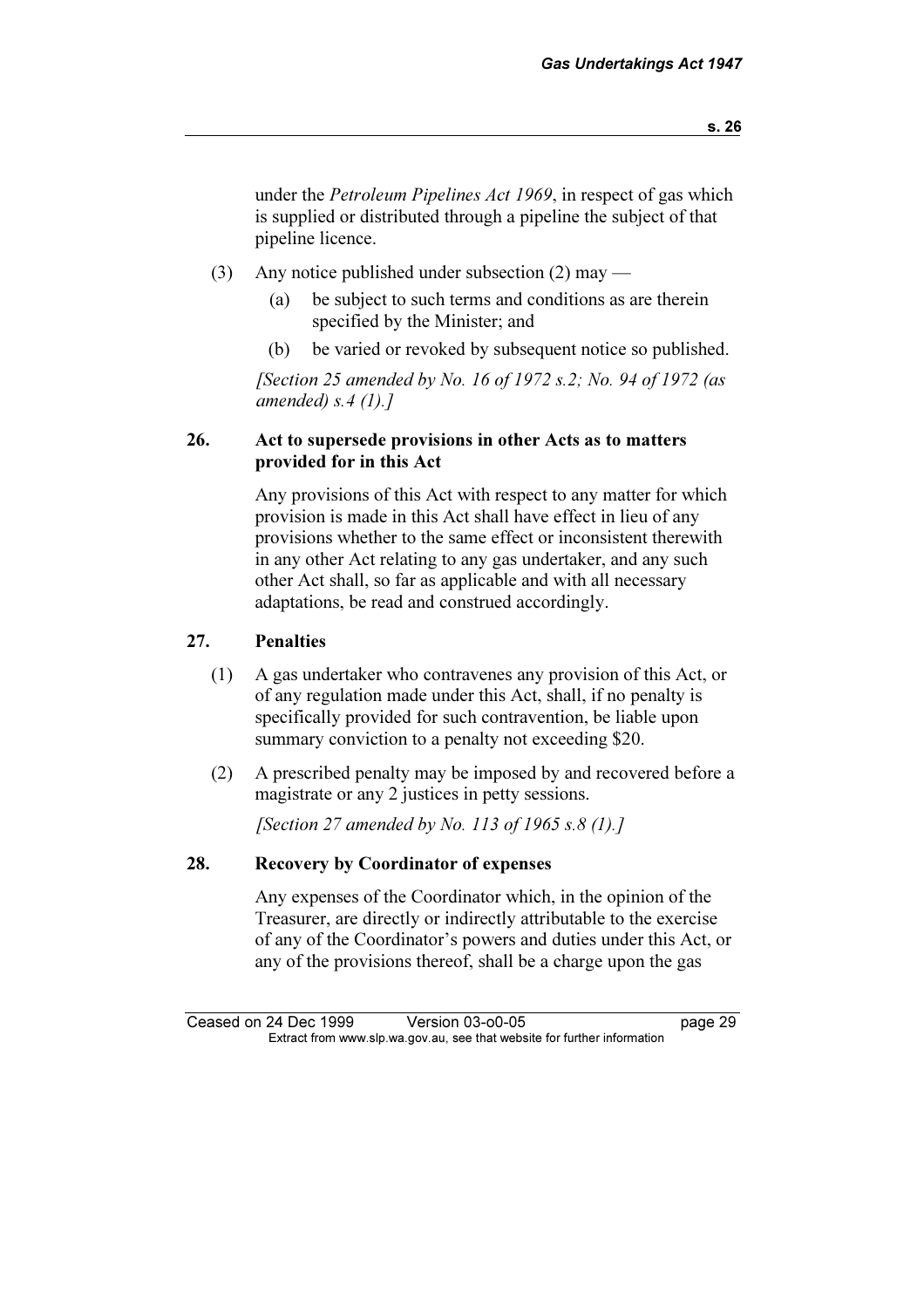under the *Petroleum Pipelines Act 1969*, in respect of gas which is supplied or distributed through a pipeline the subject of that pipeline licence.

(3) Any notice published under subsection (2) may —

(a) be subject to such terms and conditions as are therein specified by the Minister; and

(b) be varied or revoked by subsequent notice so published.

*[Section 25 amended by No. 16 of 1972 s.2; No. 94 of 1972 (as amended) s.4 (1).]*

**26. Act to supersede provisions in other Acts as to matters provided for in this Act**

Any provisions of this Act with respect to any matter for which provision is made in this Act shall have effect in lieu of any provisions whether to the same effect or inconsistent therewith in any other Act relating to any gas undertaker, and any such other Act shall, so far as applicable and with all necessary adaptations, be read and construed accordingly.

**27. Penalties**

(1) A gas undertaker who contravenes any provision of this Act, or of any regulation made under this Act, shall, if no penalty is specifically provided for such contravention, be liable upon summary conviction to a penalty not exceeding $20.

(2) A prescribed penalty may be imposed by and recovered before a magistrate or any 2 justices in petty sessions.

*[Section 27 amended by No. 113 of 1965 s.8 (1).]*

**28. Recovery by Coordinator of expenses**

Any expenses of the Coordinator which, in the opinion of the Treasurer, are directly or indirectly attributable to the exercise of any of the Coordinator's powers and duties under this Act, or any of the provisions thereof, shall be a charge upon the gas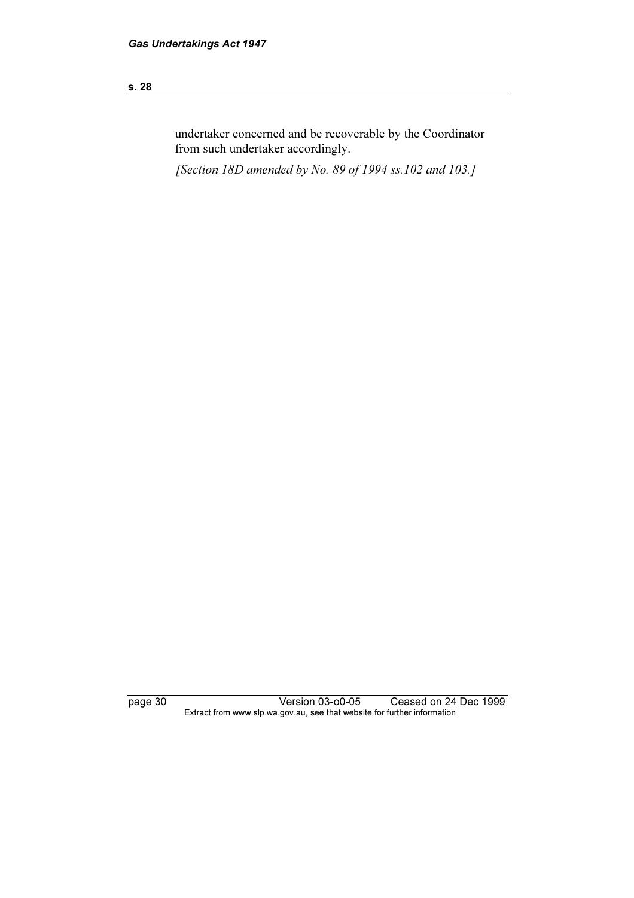undertaker concerned and be recoverable by the Coordinator from such undertaker accordingly.

*[Section 18D amended by No. 89 of 1994 ss.102 and 103.]*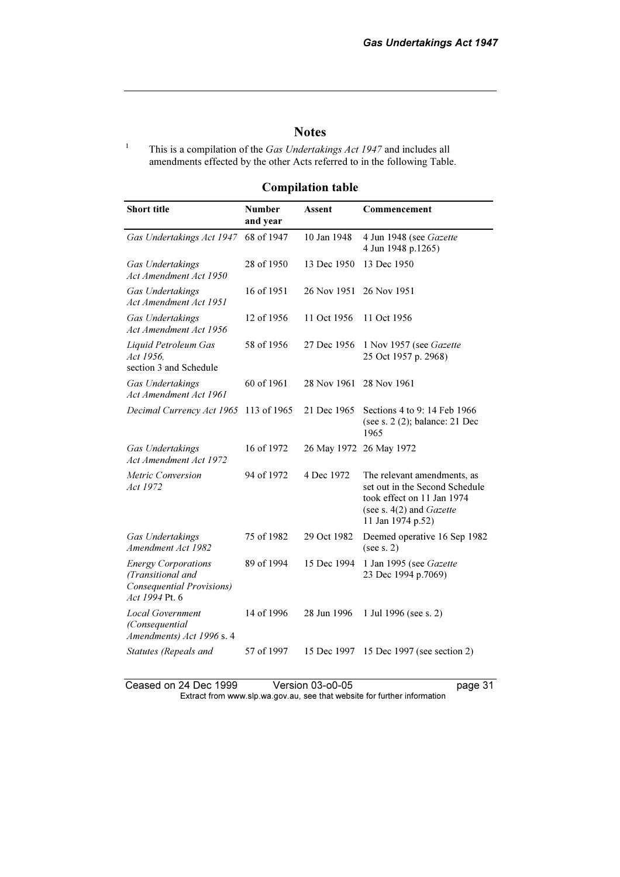## Notes

[1] This is a compilation of the *Gas Undertakings Act 1947* and includes all amendments effected by the other Acts referred to in the following Table.

### Compilation table

| Short title | Number and year | Assent | Commencement |
|---|---|---|---|
| *Gas Undertakings Act 1947* | 68 of 1947 | 10 Jan 1948 | 4 Jun 1948 (see *Gazette* 4 Jun 1948 p.1265) |
| *Gas Undertakings Act Amendment Act 1950* | 28 of 1950 | 13 Dec 1950 | 13 Dec 1950 |
| *Gas Undertakings Act Amendment Act 1951* | 16 of 1951 | 26 Nov 1951 | 26 Nov 1951 |
| *Gas Undertakings Act Amendment Act 1956* | 12 of 1956 | 11 Oct 1956 | 11 Oct 1956 |
| *Liquid Petroleum Gas Act 1956*, section 3 and Schedule | 58 of 1956 | 27 Dec 1956 | 1 Nov 1957 (see *Gazette* 25 Oct 1957 p. 2968) |
| *Gas Undertakings Act Amendment Act 1961* | 60 of 1961 | 28 Nov 1961 | 28 Nov 1961 |
| *Decimal Currency Act 1965* | 113 of 1965 | 21 Dec 1965 | Sections 4 to 9: 14 Feb 1966 (see s. 2 (2); balance: 21 Dec 1965 |
| *Gas Undertakings Act Amendment Act 1972* | 16 of 1972 | 26 May 1972 | 26 May 1972 |
| *Metric Conversion Act 1972* | 94 of 1972 | 4 Dec 1972 | The relevant amendments, as set out in the Second Schedule took effect on 11 Jan 1974 (see s. 4(2) and *Gazette* 11 Jan 1974 p.52) |
| *Gas Undertakings Amendment Act 1982* | 75 of 1982 | 29 Oct 1982 | Deemed operative 16 Sep 1982 (see s. 2) |
| *Energy Corporations (Transitional and Consequential Provisions) Act 1994* Pt. 6 | 89 of 1994 | 15 Dec 1994 | 1 Jan 1995 (see *Gazette* 23 Dec 1994 p.7069) |
| *Local Government (Consequential Amendments) Act 1996* s. 4 | 14 of 1996 | 28 Jun 1996 | 1 Jul 1996 (see s. 2) |
| *Statutes (Repeals and* | 57 of 1997 | 15 Dec 1997 | 15 Dec 1997 (see section 2) |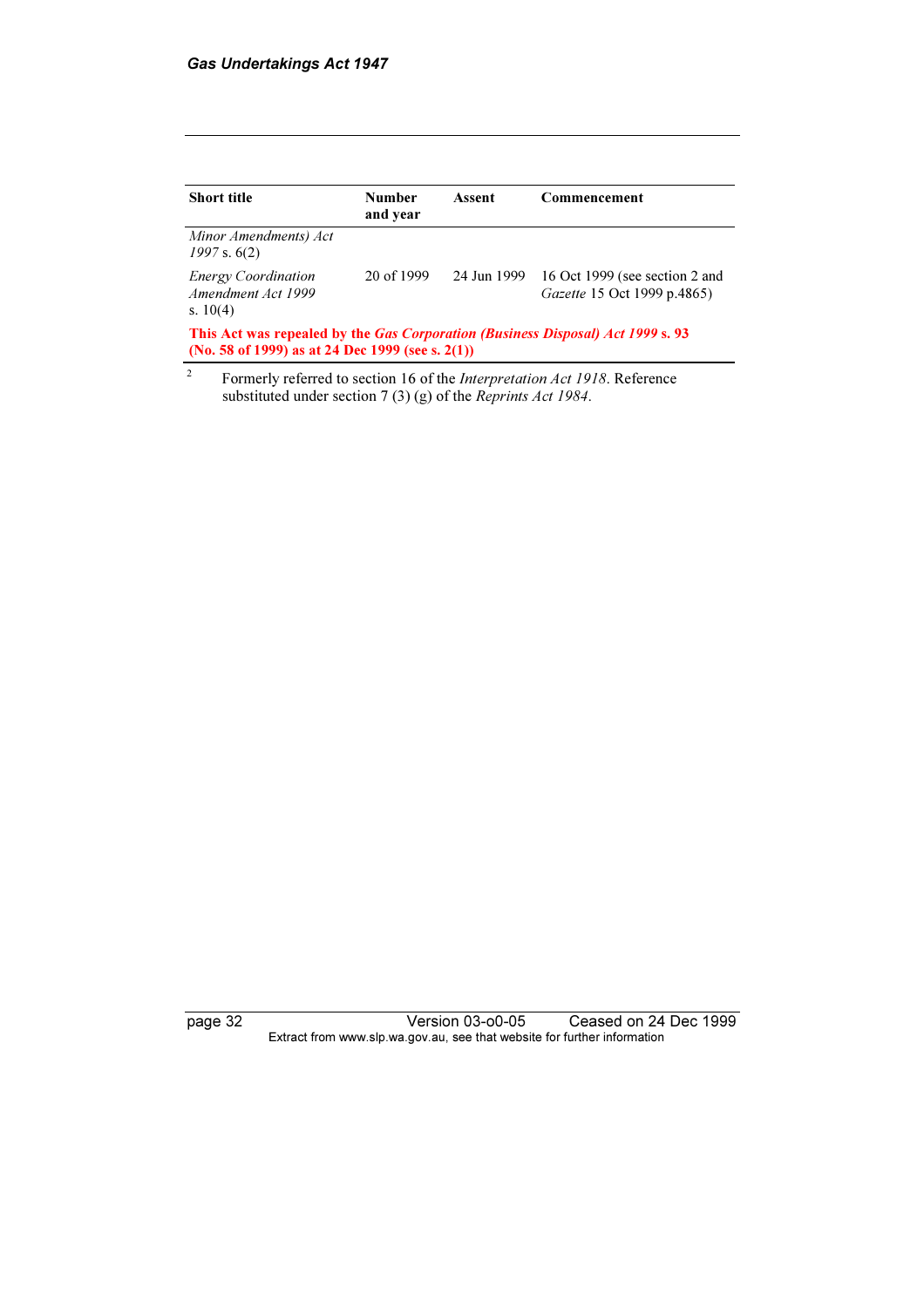| Short title | Number and year | Assent | Commencement |
|---|---|---|---|
| *Minor Amendments) Act 1997* s. 6(2) | | | |
| *Energy Coordination Amendment Act 1999* s. 10(4) | 20 of 1999 | 24 Jun 1999 | 16 Oct 1999 (see section 2 and *Gazette* 15 Oct 1999 p.4865) |
| **This Act was repealed by the *Gas Corporation (Business Disposal) Act 1999* s. 93 (No. 58 of 1999) as at 24 Dec 1999 (see s. 2(1))** | | | |

[2] Formerly referred to section 16 of the *Interpretation Act 1918*. Reference substituted under section 7 (3) (g) of the *Reprints Act 1984*.